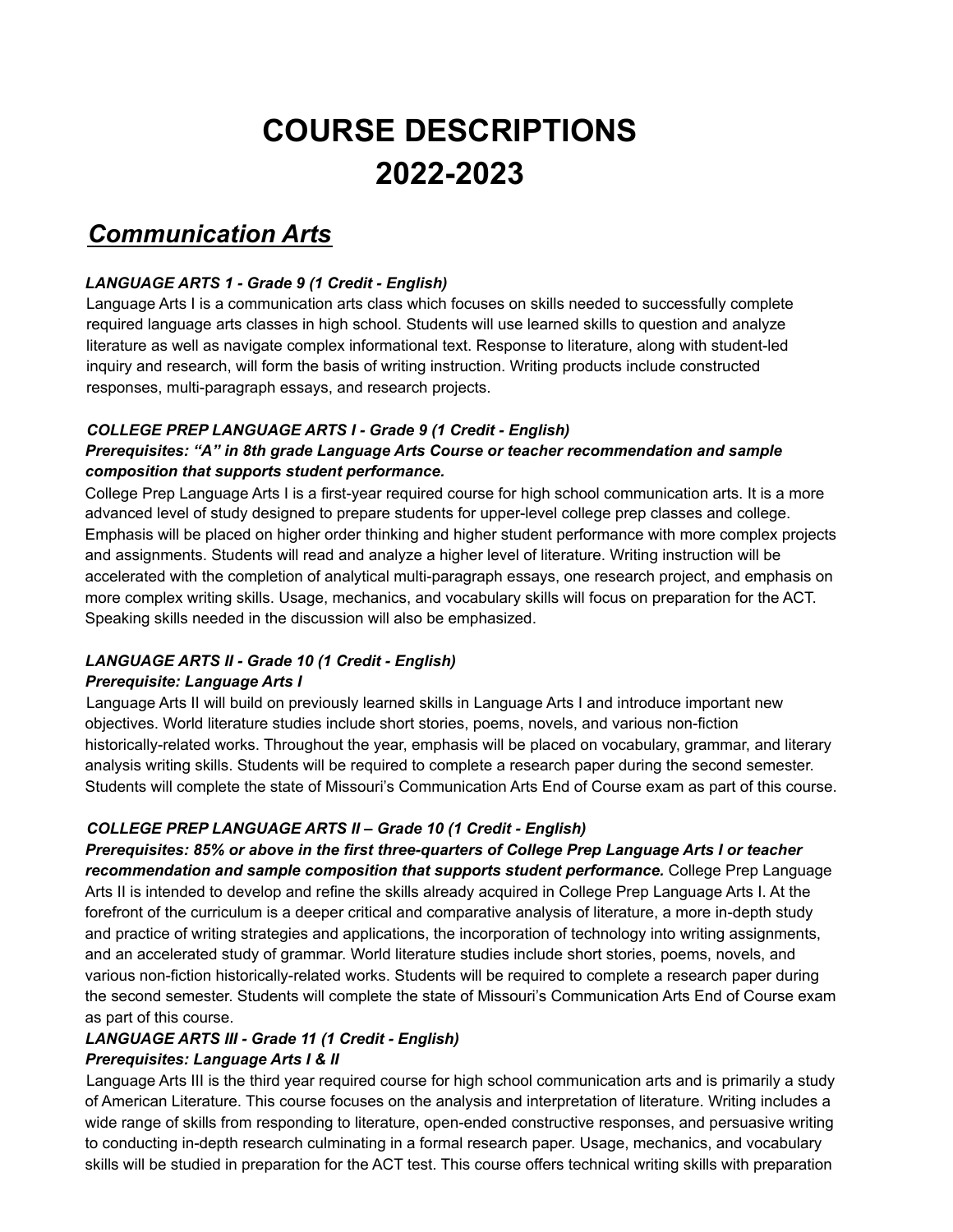# COURSE DESCRIPTIONS 2022-2023

## ***Communication Arts***

***LANGUAGE ARTS 1 - Grade 9 (1 Credit - English)***

Language Arts I is a communication arts class which focuses on skills needed to successfully complete required language arts classes in high school. Students will use learned skills to question and analyze literature as well as navigate complex informational text. Response to literature, along with student-led inquiry and research, will form the basis of writing instruction. Writing products include constructed responses, multi-paragraph essays, and research projects.

***COLLEGE PREP LANGUAGE ARTS I - Grade 9 (1 Credit - English)***
***Prerequisites: "A" in 8th grade Language Arts Course or teacher recommendation and sample composition that supports student performance.***

College Prep Language Arts I is a first-year required course for high school communication arts. It is a more advanced level of study designed to prepare students for upper-level college prep classes and college. Emphasis will be placed on higher order thinking and higher student performance with more complex projects and assignments. Students will read and analyze a higher level of literature. Writing instruction will be accelerated with the completion of analytical multi-paragraph essays, one research project, and emphasis on more complex writing skills. Usage, mechanics, and vocabulary skills will focus on preparation for the ACT. Speaking skills needed in the discussion will also be emphasized.

***LANGUAGE ARTS II - Grade 10 (1 Credit - English)***
***Prerequisite: Language Arts I***

Language Arts II will build on previously learned skills in Language Arts I and introduce important new objectives. World literature studies include short stories, poems, novels, and various non-fiction historically-related works. Throughout the year, emphasis will be placed on vocabulary, grammar, and literary analysis writing skills. Students will be required to complete a research paper during the second semester. Students will complete the state of Missouri's Communication Arts End of Course exam as part of this course.

***COLLEGE PREP LANGUAGE ARTS II – Grade 10 (1 Credit - English)***
***Prerequisites: 85% or above in the first three-quarters of College Prep Language Arts I or teacher recommendation and sample composition that supports student performance.*** College Prep Language Arts II is intended to develop and refine the skills already acquired in College Prep Language Arts I. At the forefront of the curriculum is a deeper critical and comparative analysis of literature, a more in-depth study and practice of writing strategies and applications, the incorporation of technology into writing assignments, and an accelerated study of grammar. World literature studies include short stories, poems, novels, and various non-fiction historically-related works. Students will be required to complete a research paper during the second semester. Students will complete the state of Missouri's Communication Arts End of Course exam as part of this course.

***LANGUAGE ARTS III - Grade 11 (1 Credit - English)***
***Prerequisites: Language Arts I & II***

Language Arts III is the third year required course for high school communication arts and is primarily a study of American Literature. This course focuses on the analysis and interpretation of literature. Writing includes a wide range of skills from responding to literature, open-ended constructive responses, and persuasive writing to conducting in-depth research culminating in a formal research paper. Usage, mechanics, and vocabulary skills will be studied in preparation for the ACT test. This course offers technical writing skills with preparation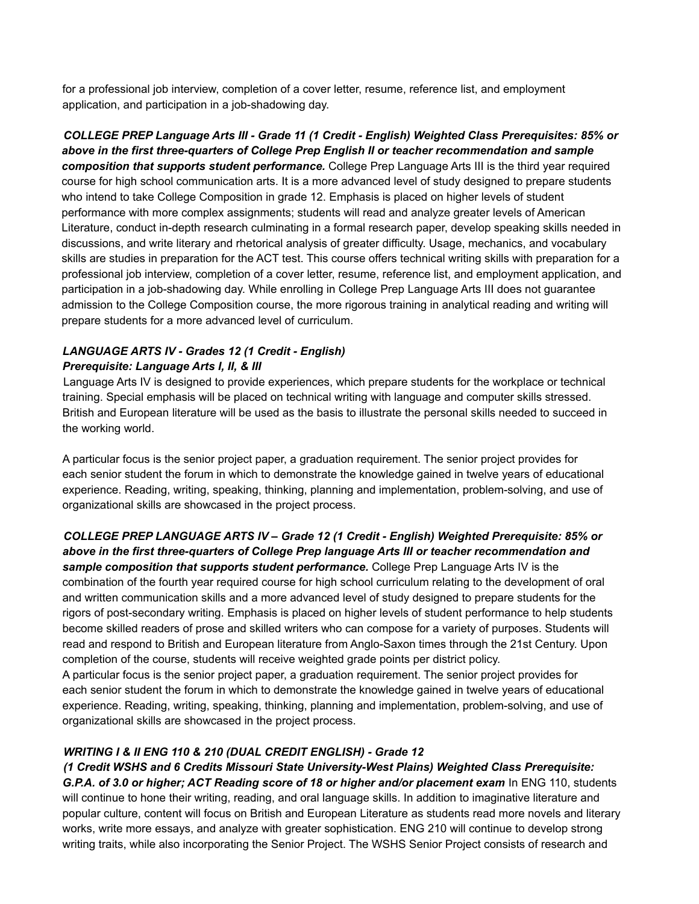for a professional job interview, completion of a cover letter, resume, reference list, and employment application, and participation in a job-shadowing day.

***COLLEGE PREP Language Arts III - Grade 11 (1 Credit - English) Weighted Class Prerequisites: 85% or above in the first three-quarters of College Prep English II or teacher recommendation and sample composition that supports student performance.*** College Prep Language Arts III is the third year required course for high school communication arts. It is a more advanced level of study designed to prepare students who intend to take College Composition in grade 12. Emphasis is placed on higher levels of student performance with more complex assignments; students will read and analyze greater levels of American Literature, conduct in-depth research culminating in a formal research paper, develop speaking skills needed in discussions, and write literary and rhetorical analysis of greater difficulty. Usage, mechanics, and vocabulary skills are studies in preparation for the ACT test. This course offers technical writing skills with preparation for a professional job interview, completion of a cover letter, resume, reference list, and employment application, and participation in a job-shadowing day. While enrolling in College Prep Language Arts III does not guarantee admission to the College Composition course, the more rigorous training in analytical reading and writing will prepare students for a more advanced level of curriculum.

***LANGUAGE ARTS IV - Grades 12 (1 Credit - English)***
***Prerequisite: Language Arts I, II, & III***

Language Arts IV is designed to provide experiences, which prepare students for the workplace or technical training. Special emphasis will be placed on technical writing with language and computer skills stressed. British and European literature will be used as the basis to illustrate the personal skills needed to succeed in the working world.

A particular focus is the senior project paper, a graduation requirement. The senior project provides for each senior student the forum in which to demonstrate the knowledge gained in twelve years of educational experience. Reading, writing, speaking, thinking, planning and implementation, problem-solving, and use of organizational skills are showcased in the project process.

***COLLEGE PREP LANGUAGE ARTS IV – Grade 12 (1 Credit - English) Weighted Prerequisite: 85% or above in the first three-quarters of College Prep language Arts III or teacher recommendation and sample composition that supports student performance.*** College Prep Language Arts IV is the combination of the fourth year required course for high school curriculum relating to the development of oral and written communication skills and a more advanced level of study designed to prepare students for the rigors of post-secondary writing. Emphasis is placed on higher levels of student performance to help students become skilled readers of prose and skilled writers who can compose for a variety of purposes. Students will read and respond to British and European literature from Anglo-Saxon times through the 21st Century. Upon completion of the course, students will receive weighted grade points per district policy.

A particular focus is the senior project paper, a graduation requirement. The senior project provides for each senior student the forum in which to demonstrate the knowledge gained in twelve years of educational experience. Reading, writing, speaking, thinking, planning and implementation, problem-solving, and use of organizational skills are showcased in the project process.

***WRITING I & II ENG 110 & 210 (DUAL CREDIT ENGLISH) - Grade 12***
***(1 Credit WSHS and 6 Credits Missouri State University-West Plains) Weighted Class Prerequisite: G.P.A. of 3.0 or higher; ACT Reading score of 18 or higher and/or placement exam*** In ENG 110, students will continue to hone their writing, reading, and oral language skills. In addition to imaginative literature and popular culture, content will focus on British and European Literature as students read more novels and literary works, write more essays, and analyze with greater sophistication. ENG 210 will continue to develop strong writing traits, while also incorporating the Senior Project. The WSHS Senior Project consists of research and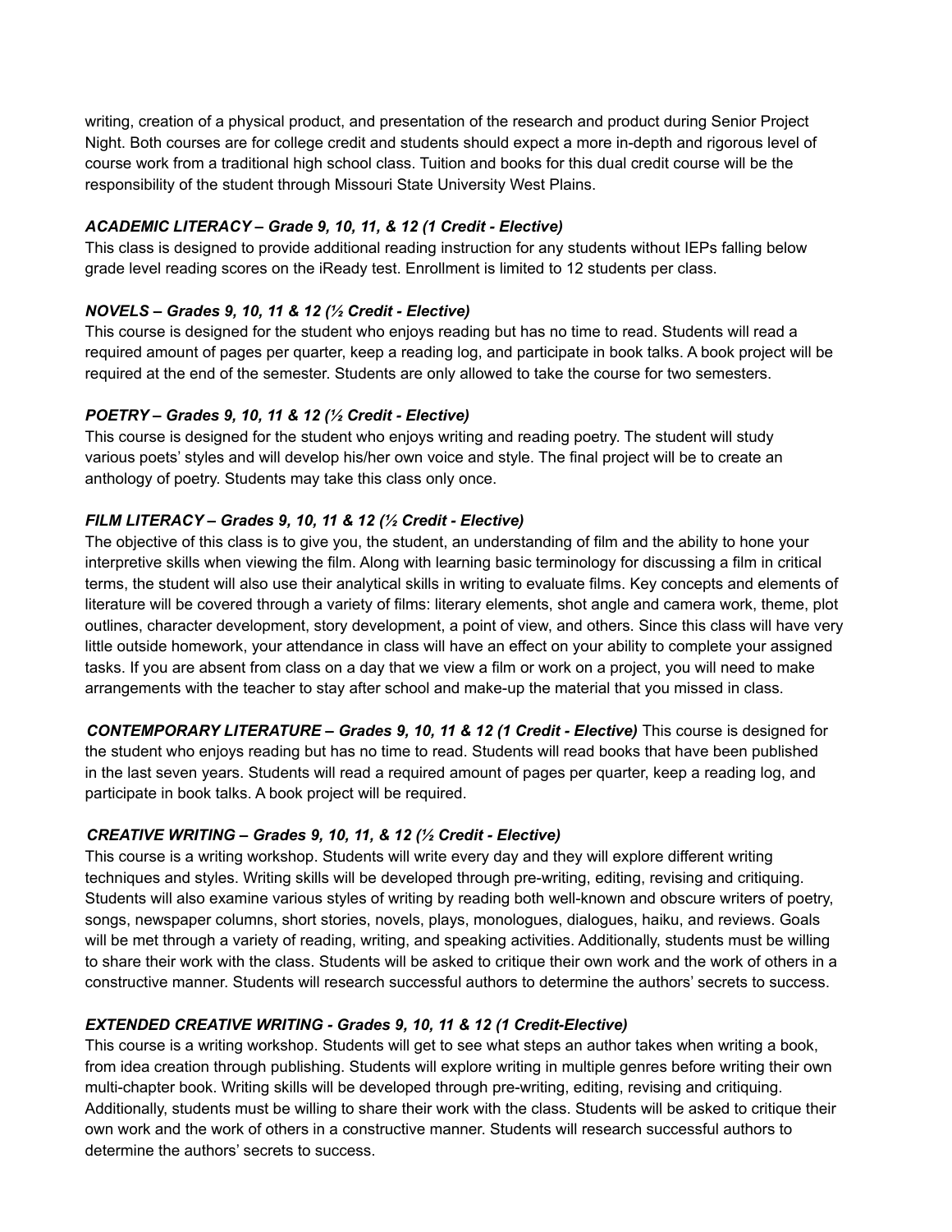writing, creation of a physical product, and presentation of the research and product during Senior Project Night. Both courses are for college credit and students should expect a more in-depth and rigorous level of course work from a traditional high school class. Tuition and books for this dual credit course will be the responsibility of the student through Missouri State University West Plains.

***ACADEMIC LITERACY – Grade 9, 10, 11, & 12 (1 Credit - Elective)***

This class is designed to provide additional reading instruction for any students without IEPs falling below grade level reading scores on the iReady test. Enrollment is limited to 12 students per class.

***NOVELS – Grades 9, 10, 11 & 12 (½ Credit - Elective)***

This course is designed for the student who enjoys reading but has no time to read. Students will read a required amount of pages per quarter, keep a reading log, and participate in book talks. A book project will be required at the end of the semester. Students are only allowed to take the course for two semesters.

***POETRY – Grades 9, 10, 11 & 12 (½ Credit - Elective)***

This course is designed for the student who enjoys writing and reading poetry. The student will study various poets' styles and will develop his/her own voice and style. The final project will be to create an anthology of poetry. Students may take this class only once.

***FILM LITERACY – Grades 9, 10, 11 & 12 (½ Credit - Elective)***

The objective of this class is to give you, the student, an understanding of film and the ability to hone your interpretive skills when viewing the film. Along with learning basic terminology for discussing a film in critical terms, the student will also use their analytical skills in writing to evaluate films. Key concepts and elements of literature will be covered through a variety of films: literary elements, shot angle and camera work, theme, plot outlines, character development, story development, a point of view, and others. Since this class will have very little outside homework, your attendance in class will have an effect on your ability to complete your assigned tasks. If you are absent from class on a day that we view a film or work on a project, you will need to make arrangements with the teacher to stay after school and make-up the material that you missed in class.

***CONTEMPORARY LITERATURE – Grades 9, 10, 11 & 12 (1 Credit - Elective)*** This course is designed for the student who enjoys reading but has no time to read. Students will read books that have been published in the last seven years. Students will read a required amount of pages per quarter, keep a reading log, and participate in book talks. A book project will be required.

***CREATIVE WRITING – Grades 9, 10, 11, & 12 (½ Credit - Elective)***

This course is a writing workshop. Students will write every day and they will explore different writing techniques and styles. Writing skills will be developed through pre-writing, editing, revising and critiquing. Students will also examine various styles of writing by reading both well-known and obscure writers of poetry, songs, newspaper columns, short stories, novels, plays, monologues, dialogues, haiku, and reviews. Goals will be met through a variety of reading, writing, and speaking activities. Additionally, students must be willing to share their work with the class. Students will be asked to critique their own work and the work of others in a constructive manner. Students will research successful authors to determine the authors' secrets to success.

***EXTENDED CREATIVE WRITING - Grades 9, 10, 11 & 12 (1 Credit-Elective)***

This course is a writing workshop. Students will get to see what steps an author takes when writing a book, from idea creation through publishing. Students will explore writing in multiple genres before writing their own multi-chapter book. Writing skills will be developed through pre-writing, editing, revising and critiquing. Additionally, students must be willing to share their work with the class. Students will be asked to critique their own work and the work of others in a constructive manner. Students will research successful authors to determine the authors' secrets to success.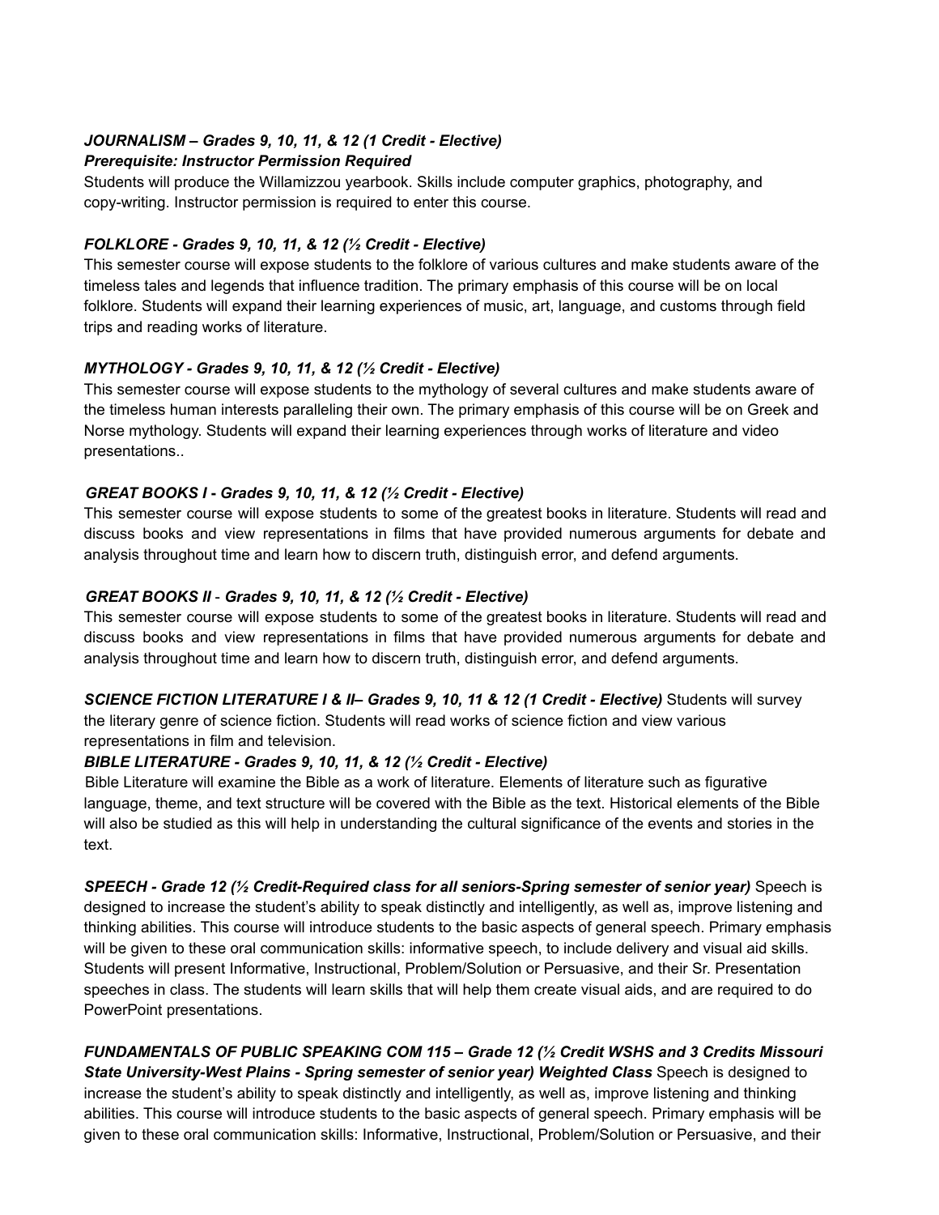***JOURNALISM – Grades 9, 10, 11, & 12 (1 Credit - Elective)***
***Prerequisite: Instructor Permission Required***
Students will produce the Willamizzou yearbook. Skills include computer graphics, photography, and copy-writing. Instructor permission is required to enter this course.

***FOLKLORE - Grades 9, 10, 11, & 12 (½ Credit - Elective)***
This semester course will expose students to the folklore of various cultures and make students aware of the timeless tales and legends that influence tradition. The primary emphasis of this course will be on local folklore. Students will expand their learning experiences of music, art, language, and customs through field trips and reading works of literature.

***MYTHOLOGY - Grades 9, 10, 11, & 12 (½ Credit - Elective)***
This semester course will expose students to the mythology of several cultures and make students aware of the timeless human interests paralleling their own. The primary emphasis of this course will be on Greek and Norse mythology. Students will expand their learning experiences through works of literature and video presentations..

***GREAT BOOKS I - Grades 9, 10, 11, & 12 (½ Credit - Elective)***
This semester course will expose students to some of the greatest books in literature. Students will read and discuss books and view representations in films that have provided numerous arguments for debate and analysis throughout time and learn how to discern truth, distinguish error, and defend arguments.

***GREAT BOOKS II - Grades 9, 10, 11, & 12 (½ Credit - Elective)***
This semester course will expose students to some of the greatest books in literature. Students will read and discuss books and view representations in films that have provided numerous arguments for debate and analysis throughout time and learn how to discern truth, distinguish error, and defend arguments.

***SCIENCE FICTION LITERATURE I & II– Grades 9, 10, 11 & 12 (1 Credit - Elective)*** Students will survey the literary genre of science fiction. Students will read works of science fiction and view various representations in film and television.

***BIBLE LITERATURE - Grades 9, 10, 11, & 12 (½ Credit - Elective)***
Bible Literature will examine the Bible as a work of literature. Elements of literature such as figurative language, theme, and text structure will be covered with the Bible as the text. Historical elements of the Bible will also be studied as this will help in understanding the cultural significance of the events and stories in the text.

***SPEECH - Grade 12 (½ Credit-Required class for all seniors-Spring semester of senior year)*** Speech is designed to increase the student's ability to speak distinctly and intelligently, as well as, improve listening and thinking abilities. This course will introduce students to the basic aspects of general speech. Primary emphasis will be given to these oral communication skills: informative speech, to include delivery and visual aid skills. Students will present Informative, Instructional, Problem/Solution or Persuasive, and their Sr. Presentation speeches in class. The students will learn skills that will help them create visual aids, and are required to do PowerPoint presentations.

***FUNDAMENTALS OF PUBLIC SPEAKING COM 115 – Grade 12 (½ Credit WSHS and 3 Credits Missouri State University-West Plains - Spring semester of senior year) Weighted Class*** Speech is designed to increase the student's ability to speak distinctly and intelligently, as well as, improve listening and thinking abilities. This course will introduce students to the basic aspects of general speech. Primary emphasis will be given to these oral communication skills: Informative, Instructional, Problem/Solution or Persuasive, and their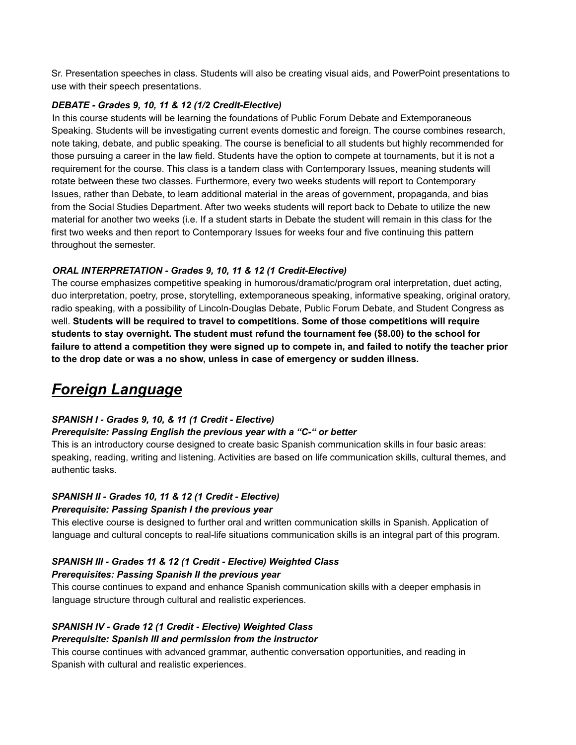Sr. Presentation speeches in class. Students will also be creating visual aids, and PowerPoint presentations to use with their speech presentations.

***DEBATE - Grades 9, 10, 11 & 12 (1/2 Credit-Elective)***

In this course students will be learning the foundations of Public Forum Debate and Extemporaneous Speaking. Students will be investigating current events domestic and foreign. The course combines research, note taking, debate, and public speaking. The course is beneficial to all students but highly recommended for those pursuing a career in the law field. Students have the option to compete at tournaments, but it is not a requirement for the course. This class is a tandem class with Contemporary Issues, meaning students will rotate between these two classes. Furthermore, every two weeks students will report to Contemporary Issues, rather than Debate, to learn additional material in the areas of government, propaganda, and bias from the Social Studies Department. After two weeks students will report back to Debate to utilize the new material for another two weeks (i.e. If a student starts in Debate the student will remain in this class for the first two weeks and then report to Contemporary Issues for weeks four and five continuing this pattern throughout the semester.

***ORAL INTERPRETATION - Grades 9, 10, 11 & 12 (1 Credit-Elective)***

The course emphasizes competitive speaking in humorous/dramatic/program oral interpretation, duet acting, duo interpretation, poetry, prose, storytelling, extemporaneous speaking, informative speaking, original oratory, radio speaking, with a possibility of Lincoln-Douglas Debate, Public Forum Debate, and Student Congress as well. **Students will be required to travel to competitions. Some of those competitions will require students to stay overnight. The student must refund the tournament fee ($8.00) to the school for failure to attend a competition they were signed up to compete in, and failed to notify the teacher prior to the drop date or was a no show, unless in case of emergency or sudden illness.**

## ***Foreign Language***

***SPANISH I - Grades 9, 10, & 11 (1 Credit - Elective)***
***Prerequisite: Passing English the previous year with a "C-" or better***

This is an introductory course designed to create basic Spanish communication skills in four basic areas: speaking, reading, writing and listening. Activities are based on life communication skills, cultural themes, and authentic tasks.

***SPANISH II - Grades 10, 11 & 12 (1 Credit - Elective)***
***Prerequisite: Passing Spanish I the previous year***

This elective course is designed to further oral and written communication skills in Spanish. Application of language and cultural concepts to real-life situations communication skills is an integral part of this program.

***SPANISH III - Grades 11 & 12 (1 Credit - Elective) Weighted Class***
***Prerequisites: Passing Spanish II the previous year***

This course continues to expand and enhance Spanish communication skills with a deeper emphasis in language structure through cultural and realistic experiences.

***SPANISH IV - Grade 12 (1 Credit - Elective) Weighted Class***
***Prerequisite: Spanish III and permission from the instructor***

This course continues with advanced grammar, authentic conversation opportunities, and reading in Spanish with cultural and realistic experiences.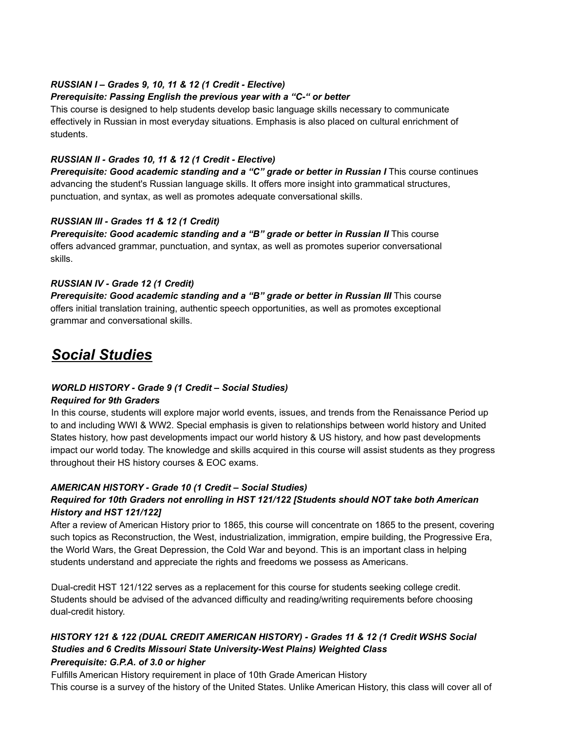***RUSSIAN I – Grades 9, 10, 11 & 12 (1 Credit - Elective)***
***Prerequisite: Passing English the previous year with a "C-" or better***
This course is designed to help students develop basic language skills necessary to communicate effectively in Russian in most everyday situations. Emphasis is also placed on cultural enrichment of students.

***RUSSIAN II - Grades 10, 11 & 12 (1 Credit - Elective)***
***Prerequisite: Good academic standing and a "C" grade or better in Russian I*** This course continues advancing the student's Russian language skills. It offers more insight into grammatical structures, punctuation, and syntax, as well as promotes adequate conversational skills.

***RUSSIAN III - Grades 11 & 12 (1 Credit)***
***Prerequisite: Good academic standing and a "B" grade or better in Russian II*** This course offers advanced grammar, punctuation, and syntax, as well as promotes superior conversational skills.

***RUSSIAN IV - Grade 12 (1 Credit)***
***Prerequisite: Good academic standing and a "B" grade or better in Russian III*** This course offers initial translation training, authentic speech opportunities, as well as promotes exceptional grammar and conversational skills.

# ***Social Studies***

***WORLD HISTORY - Grade 9 (1 Credit – Social Studies)***
***Required for 9th Graders***
In this course, students will explore major world events, issues, and trends from the Renaissance Period up to and including WWI & WW2. Special emphasis is given to relationships between world history and United States history, how past developments impact our world history & US history, and how past developments impact our world today. The knowledge and skills acquired in this course will assist students as they progress throughout their HS history courses & EOC exams.

***AMERICAN HISTORY - Grade 10 (1 Credit – Social Studies)***
***Required for 10th Graders not enrolling in HST 121/122 [Students should NOT take both American History and HST 121/122]***
After a review of American History prior to 1865, this course will concentrate on 1865 to the present, covering such topics as Reconstruction, the West, industrialization, immigration, empire building, the Progressive Era, the World Wars, the Great Depression, the Cold War and beyond. This is an important class in helping students understand and appreciate the rights and freedoms we possess as Americans.

Dual-credit HST 121/122 serves as a replacement for this course for students seeking college credit. Students should be advised of the advanced difficulty and reading/writing requirements before choosing dual-credit history.

***HISTORY 121 & 122 (DUAL CREDIT AMERICAN HISTORY) - Grades 11 & 12 (1 Credit WSHS Social Studies and 6 Credits Missouri State University-West Plains) Weighted Class***
***Prerequisite: G.P.A. of 3.0 or higher***
Fulfills American History requirement in place of 10th Grade American History
This course is a survey of the history of the United States. Unlike American History, this class will cover all of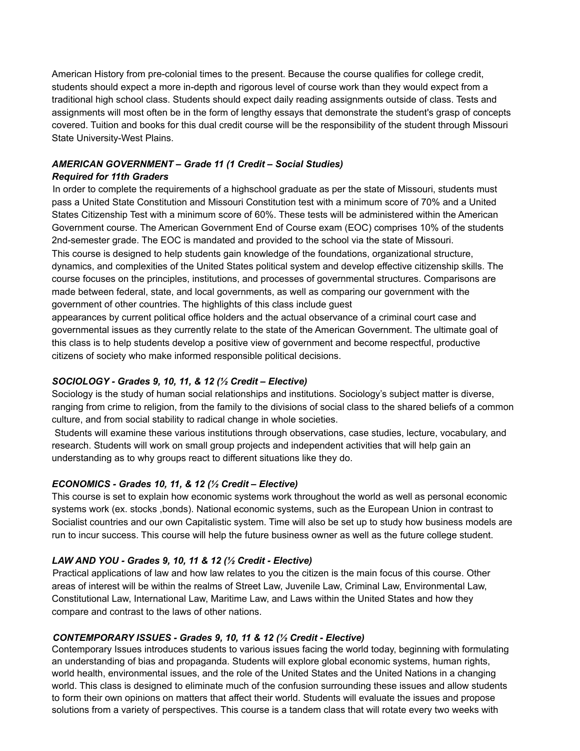American History from pre-colonial times to the present. Because the course qualifies for college credit, students should expect a more in-depth and rigorous level of course work than they would expect from a traditional high school class. Students should expect daily reading assignments outside of class. Tests and assignments will most often be in the form of lengthy essays that demonstrate the student's grasp of concepts covered. Tuition and books for this dual credit course will be the responsibility of the student through Missouri State University-West Plains.

***AMERICAN GOVERNMENT – Grade 11 (1 Credit – Social Studies)***
***Required for 11th Graders***

In order to complete the requirements of a highschool graduate as per the state of Missouri, students must pass a United State Constitution and Missouri Constitution test with a minimum score of 70% and a United States Citizenship Test with a minimum score of 60%. These tests will be administered within the American Government course. The American Government End of Course exam (EOC) comprises 10% of the students 2nd-semester grade. The EOC is mandated and provided to the school via the state of Missouri.
This course is designed to help students gain knowledge of the foundations, organizational structure, dynamics, and complexities of the United States political system and develop effective citizenship skills. The course focuses on the principles, institutions, and processes of governmental structures. Comparisons are made between federal, state, and local governments, as well as comparing our government with the government of other countries. The highlights of this class include guest appearances by current political office holders and the actual observance of a criminal court case and governmental issues as they currently relate to the state of the American Government. The ultimate goal of this class is to help students develop a positive view of government and become respectful, productive citizens of society who make informed responsible political decisions.

***SOCIOLOGY - Grades 9, 10, 11, & 12 (½ Credit – Elective)***

Sociology is the study of human social relationships and institutions. Sociology's subject matter is diverse, ranging from crime to religion, from the family to the divisions of social class to the shared beliefs of a common culture, and from social stability to radical change in whole societies.

Students will examine these various institutions through observations, case studies, lecture, vocabulary, and research. Students will work on small group projects and independent activities that will help gain an understanding as to why groups react to different situations like they do.

***ECONOMICS - Grades 10, 11, & 12 (½ Credit – Elective)***

This course is set to explain how economic systems work throughout the world as well as personal economic systems work (ex. stocks ,bonds). National economic systems, such as the European Union in contrast to Socialist countries and our own Capitalistic system. Time will also be set up to study how business models are run to incur success. This course will help the future business owner as well as the future college student.

***LAW AND YOU - Grades 9, 10, 11 & 12 (½ Credit - Elective)***

Practical applications of law and how law relates to you the citizen is the main focus of this course. Other areas of interest will be within the realms of Street Law, Juvenile Law, Criminal Law, Environmental Law, Constitutional Law, International Law, Maritime Law, and Laws within the United States and how they compare and contrast to the laws of other nations.

***CONTEMPORARY ISSUES - Grades 9, 10, 11 & 12 (½ Credit - Elective)***

Contemporary Issues introduces students to various issues facing the world today, beginning with formulating an understanding of bias and propaganda. Students will explore global economic systems, human rights, world health, environmental issues, and the role of the United States and the United Nations in a changing world. This class is designed to eliminate much of the confusion surrounding these issues and allow students to form their own opinions on matters that affect their world. Students will evaluate the issues and propose solutions from a variety of perspectives. This course is a tandem class that will rotate every two weeks with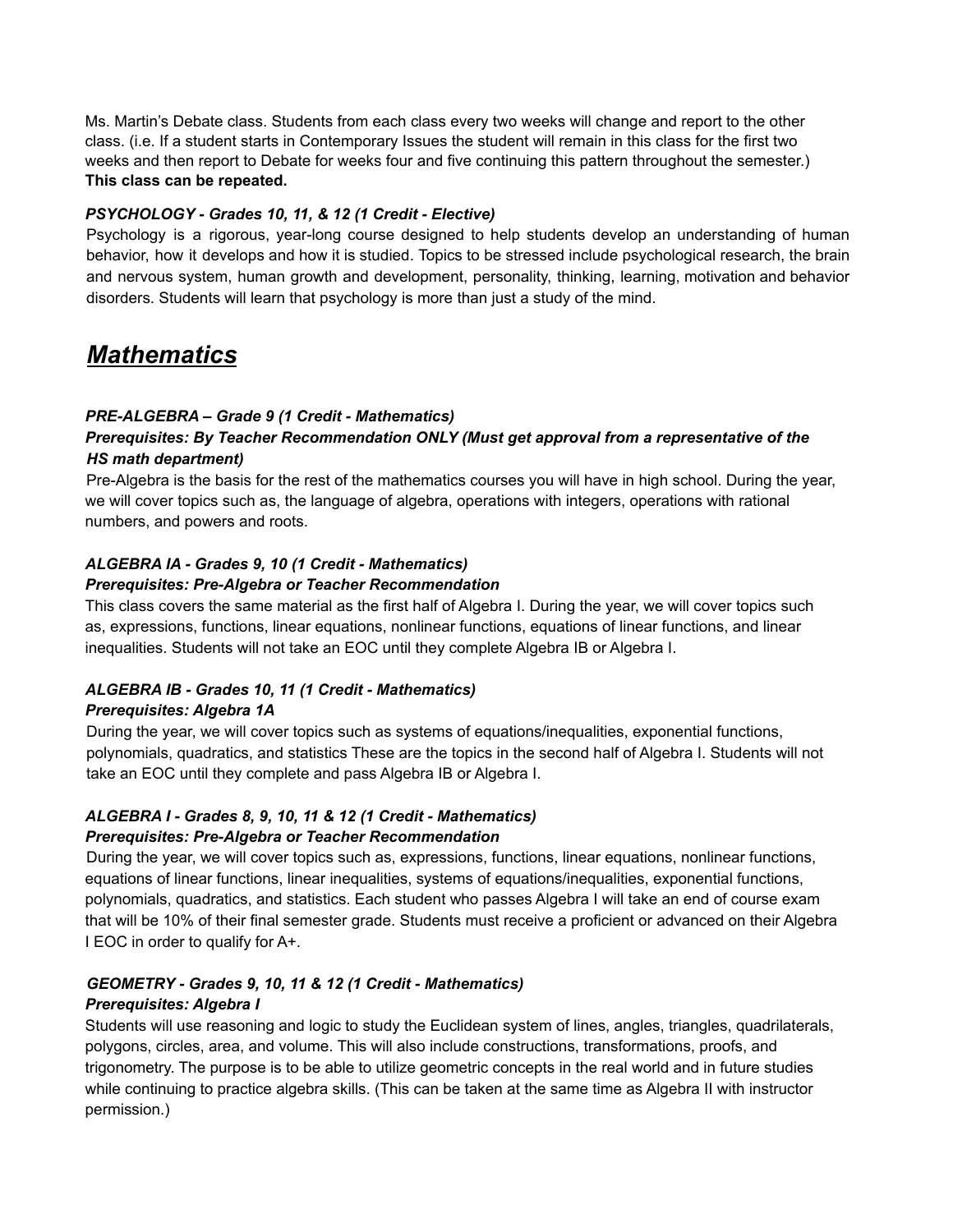Ms. Martin's Debate class. Students from each class every two weeks will change and report to the other class. (i.e. If a student starts in Contemporary Issues the student will remain in this class for the first two weeks and then report to Debate for weeks four and five continuing this pattern throughout the semester.) **This class can be repeated.**

***PSYCHOLOGY - Grades 10, 11, & 12 (1 Credit - Elective)***

Psychology is a rigorous, year-long course designed to help students develop an understanding of human behavior, how it develops and how it is studied. Topics to be stressed include psychological research, the brain and nervous system, human growth and development, personality, thinking, learning, motivation and behavior disorders. Students will learn that psychology is more than just a study of the mind.

# ***Mathematics***

***PRE-ALGEBRA – Grade 9 (1 Credit - Mathematics)***
***Prerequisites: By Teacher Recommendation ONLY (Must get approval from a representative of the HS math department)***

Pre-Algebra is the basis for the rest of the mathematics courses you will have in high school. During the year, we will cover topics such as, the language of algebra, operations with integers, operations with rational numbers, and powers and roots.

***ALGEBRA IA - Grades 9, 10 (1 Credit - Mathematics)***
***Prerequisites: Pre-Algebra or Teacher Recommendation***

This class covers the same material as the first half of Algebra I. During the year, we will cover topics such as, expressions, functions, linear equations, nonlinear functions, equations of linear functions, and linear inequalities. Students will not take an EOC until they complete Algebra IB or Algebra I.

***ALGEBRA IB - Grades 10, 11 (1 Credit - Mathematics)***
***Prerequisites: Algebra 1A***

During the year, we will cover topics such as systems of equations/inequalities, exponential functions, polynomials, quadratics, and statistics These are the topics in the second half of Algebra I. Students will not take an EOC until they complete and pass Algebra IB or Algebra I.

***ALGEBRA I - Grades 8, 9, 10, 11 & 12 (1 Credit - Mathematics)***
***Prerequisites: Pre-Algebra or Teacher Recommendation***

During the year, we will cover topics such as, expressions, functions, linear equations, nonlinear functions, equations of linear functions, linear inequalities, systems of equations/inequalities, exponential functions, polynomials, quadratics, and statistics. Each student who passes Algebra I will take an end of course exam that will be 10% of their final semester grade. Students must receive a proficient or advanced on their Algebra I EOC in order to qualify for A+.

***GEOMETRY - Grades 9, 10, 11 & 12 (1 Credit - Mathematics)***
***Prerequisites: Algebra I***

Students will use reasoning and logic to study the Euclidean system of lines, angles, triangles, quadrilaterals, polygons, circles, area, and volume. This will also include constructions, transformations, proofs, and trigonometry. The purpose is to be able to utilize geometric concepts in the real world and in future studies while continuing to practice algebra skills. (This can be taken at the same time as Algebra II with instructor permission.)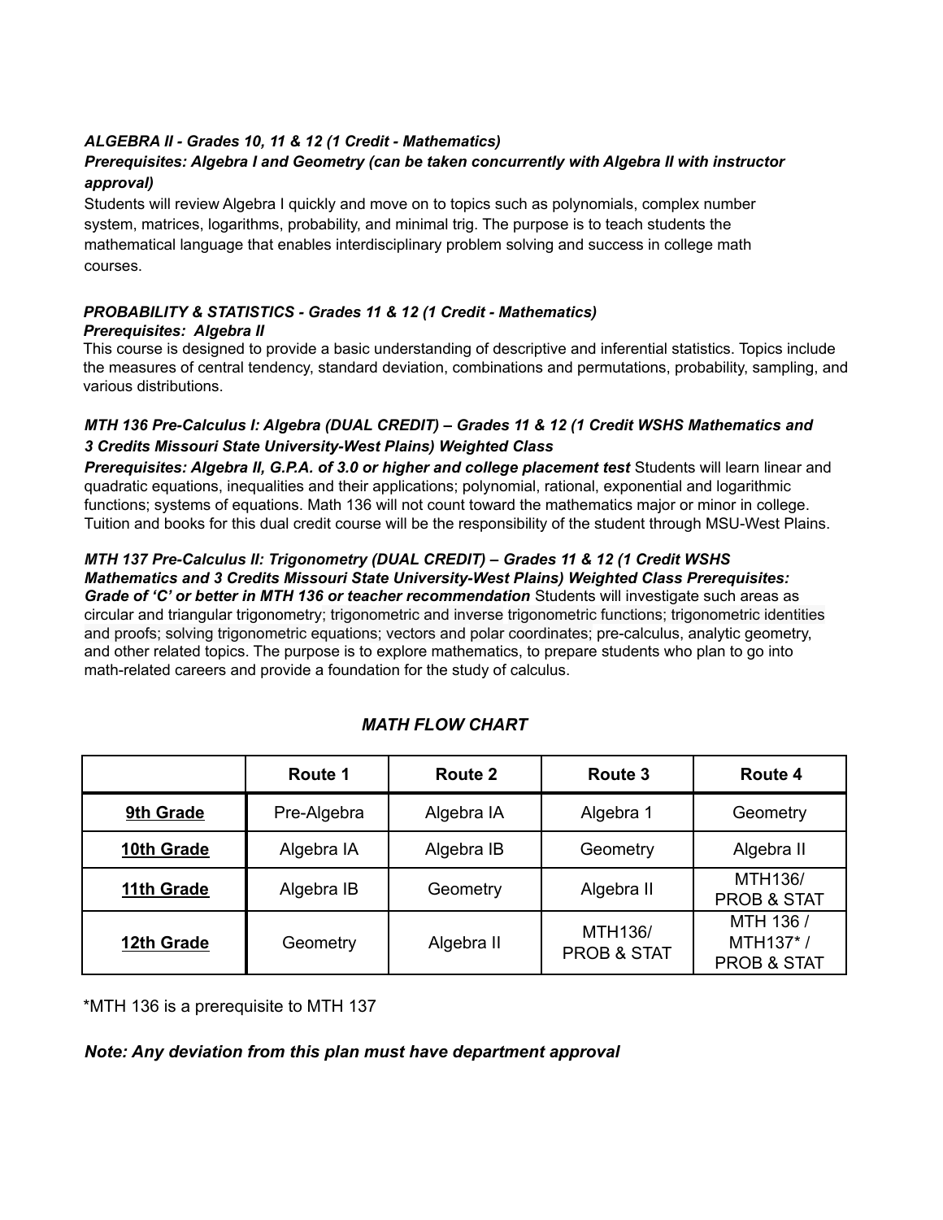***ALGEBRA II - Grades 10, 11 & 12 (1 Credit - Mathematics)***

***Prerequisites: Algebra I and Geometry (can be taken concurrently with Algebra II with instructor approval)***

Students will review Algebra I quickly and move on to topics such as polynomials, complex number system, matrices, logarithms, probability, and minimal trig. The purpose is to teach students the mathematical language that enables interdisciplinary problem solving and success in college math courses.

***PROBABILITY & STATISTICS - Grades 11 & 12 (1 Credit - Mathematics)***

***Prerequisites: Algebra II***

This course is designed to provide a basic understanding of descriptive and inferential statistics. Topics include the measures of central tendency, standard deviation, combinations and permutations, probability, sampling, and various distributions.

***MTH 136 Pre-Calculus I: Algebra (DUAL CREDIT) – Grades 11 & 12 (1 Credit WSHS Mathematics and 3 Credits Missouri State University-West Plains) Weighted Class***

***Prerequisites: Algebra II, G.P.A. of 3.0 or higher and college placement test*** Students will learn linear and quadratic equations, inequalities and their applications; polynomial, rational, exponential and logarithmic functions; systems of equations. Math 136 will not count toward the mathematics major or minor in college. Tuition and books for this dual credit course will be the responsibility of the student through MSU-West Plains.

***MTH 137 Pre-Calculus II: Trigonometry (DUAL CREDIT) – Grades 11 & 12 (1 Credit WSHS Mathematics and 3 Credits Missouri State University-West Plains) Weighted Class Prerequisites: Grade of 'C' or better in MTH 136 or teacher recommendation*** Students will investigate such areas as circular and triangular trigonometry; trigonometric and inverse trigonometric functions; trigonometric identities and proofs; solving trigonometric equations; vectors and polar coordinates; pre-calculus, analytic geometry, and other related topics. The purpose is to explore mathematics, to prepare students who plan to go into math-related careers and provide a foundation for the study of calculus.

## *MATH FLOW CHART*

| | **Route 1** | **Route 2** | **Route 3** | **Route 4** |
|---|---|---|---|---|
| **9th Grade** | Pre-Algebra | Algebra IA | Algebra 1 | Geometry |
| **10th Grade** | Algebra IA | Algebra IB | Geometry | Algebra II |
| **11th Grade** | Algebra IB | Geometry | Algebra II | MTH136/ PROB & STAT |
| **12th Grade** | Geometry | Algebra II | MTH136/ PROB & STAT | MTH 136 / MTH137* / PROB & STAT |

*MTH 136 is a prerequisite to MTH 137

***Note: Any deviation from this plan must have department approval***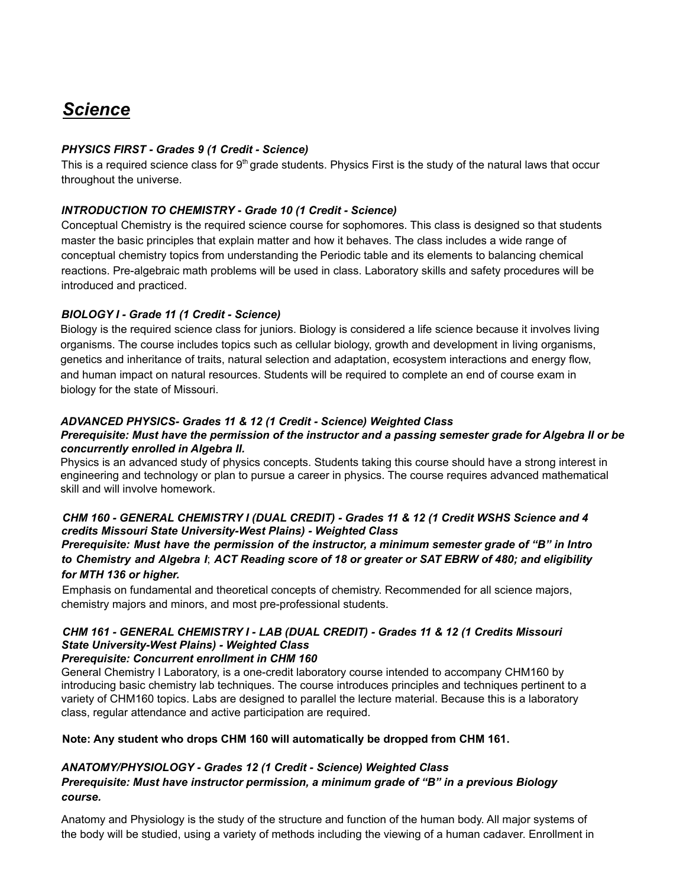## ***Science***

***PHYSICS FIRST - Grades 9 (1 Credit - Science)***

This is a required science class for 9th grade students. Physics First is the study of the natural laws that occur throughout the universe.

***INTRODUCTION TO CHEMISTRY - Grade 10 (1 Credit - Science)***

Conceptual Chemistry is the required science course for sophomores. This class is designed so that students master the basic principles that explain matter and how it behaves. The class includes a wide range of conceptual chemistry topics from understanding the Periodic table and its elements to balancing chemical reactions. Pre-algebraic math problems will be used in class. Laboratory skills and safety procedures will be introduced and practiced.

***BIOLOGY I - Grade 11 (1 Credit - Science)***

Biology is the required science class for juniors. Biology is considered a life science because it involves living organisms. The course includes topics such as cellular biology, growth and development in living organisms, genetics and inheritance of traits, natural selection and adaptation, ecosystem interactions and energy flow, and human impact on natural resources. Students will be required to complete an end of course exam in biology for the state of Missouri.

***ADVANCED PHYSICS- Grades 11 & 12 (1 Credit - Science) Weighted Class***

***Prerequisite: Must have the permission of the instructor and a passing semester grade for Algebra II or be concurrently enrolled in Algebra II.***

Physics is an advanced study of physics concepts. Students taking this course should have a strong interest in engineering and technology or plan to pursue a career in physics. The course requires advanced mathematical skill and will involve homework.

***CHM 160 - GENERAL CHEMISTRY I (DUAL CREDIT) - Grades 11 & 12 (1 Credit WSHS Science and 4 credits Missouri State University-West Plains) - Weighted Class***

***Prerequisite: Must have the permission of the instructor, a minimum semester grade of "B" in Intro to Chemistry and Algebra I; ACT Reading score of 18 or greater or SAT EBRW of 480; and eligibility for MTH 136 or higher.***

Emphasis on fundamental and theoretical concepts of chemistry. Recommended for all science majors, chemistry majors and minors, and most pre-professional students.

***CHM 161 - GENERAL CHEMISTRY I - LAB (DUAL CREDIT) - Grades 11 & 12 (1 Credits Missouri State University-West Plains) - Weighted Class***

***Prerequisite: Concurrent enrollment in CHM 160***

General Chemistry I Laboratory, is a one-credit laboratory course intended to accompany CHM160 by introducing basic chemistry lab techniques. The course introduces principles and techniques pertinent to a variety of CHM160 topics. Labs are designed to parallel the lecture material. Because this is a laboratory class, regular attendance and active participation are required.

**Note: Any student who drops CHM 160 will automatically be dropped from CHM 161.**

***ANATOMY/PHYSIOLOGY - Grades 12 (1 Credit - Science) Weighted Class***

***Prerequisite: Must have instructor permission, a minimum grade of "B" in a previous Biology course.***

Anatomy and Physiology is the study of the structure and function of the human body. All major systems of the body will be studied, using a variety of methods including the viewing of a human cadaver. Enrollment in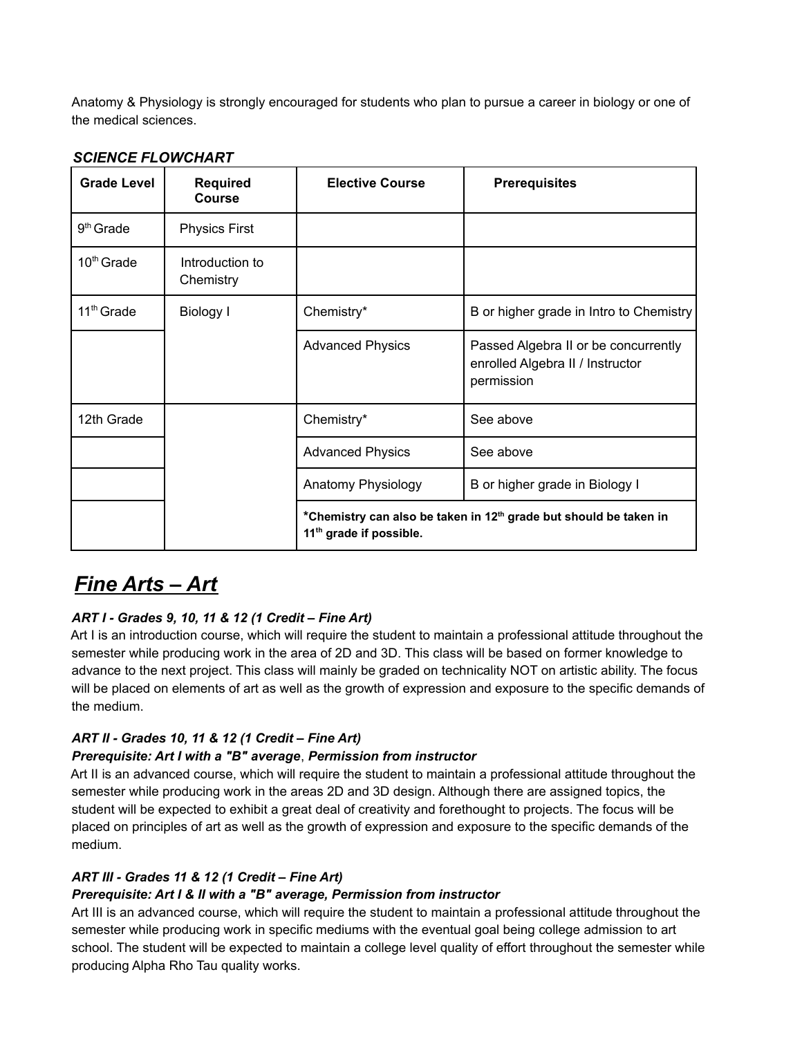Anatomy & Physiology is strongly encouraged for students who plan to pursue a career in biology or one of the medical sciences.

***SCIENCE FLOWCHART***

| Grade Level | Required Course | Elective Course | Prerequisites |
|---|---|---|---|
| 9th Grade | Physics First | | |
| 10th Grade | Introduction to Chemistry | | |
| 11th Grade | Biology I | Chemistry* | B or higher grade in Intro to Chemistry |
| | | Advanced Physics | Passed Algebra II or be concurrently enrolled Algebra II / Instructor permission |
| 12th Grade | | Chemistry* | See above |
| | | Advanced Physics | See above |
| | | Anatomy Physiology | B or higher grade in Biology I |
| | | ***Chemistry can also be taken in 12th grade but should be taken in 11th grade if possible.** | |

# ***Fine Arts – Art***

***ART I - Grades 9, 10, 11 & 12 (1 Credit – Fine Art)***

Art I is an introduction course, which will require the student to maintain a professional attitude throughout the semester while producing work in the area of 2D and 3D. This class will be based on former knowledge to advance to the next project. This class will mainly be graded on technicality NOT on artistic ability. The focus will be placed on elements of art as well as the growth of expression and exposure to the specific demands of the medium.

***ART II - Grades 10, 11 & 12 (1 Credit – Fine Art)***
***Prerequisite: Art I with a "B" average***, ***Permission from instructor***

Art II is an advanced course, which will require the student to maintain a professional attitude throughout the semester while producing work in the areas 2D and 3D design. Although there are assigned topics, the student will be expected to exhibit a great deal of creativity and forethought to projects. The focus will be placed on principles of art as well as the growth of expression and exposure to the specific demands of the medium.

***ART III - Grades 11 & 12 (1 Credit – Fine Art)***
***Prerequisite: Art I & II with a "B" average, Permission from instructor***

Art III is an advanced course, which will require the student to maintain a professional attitude throughout the semester while producing work in specific mediums with the eventual goal being college admission to art school. The student will be expected to maintain a college level quality of effort throughout the semester while producing Alpha Rho Tau quality works.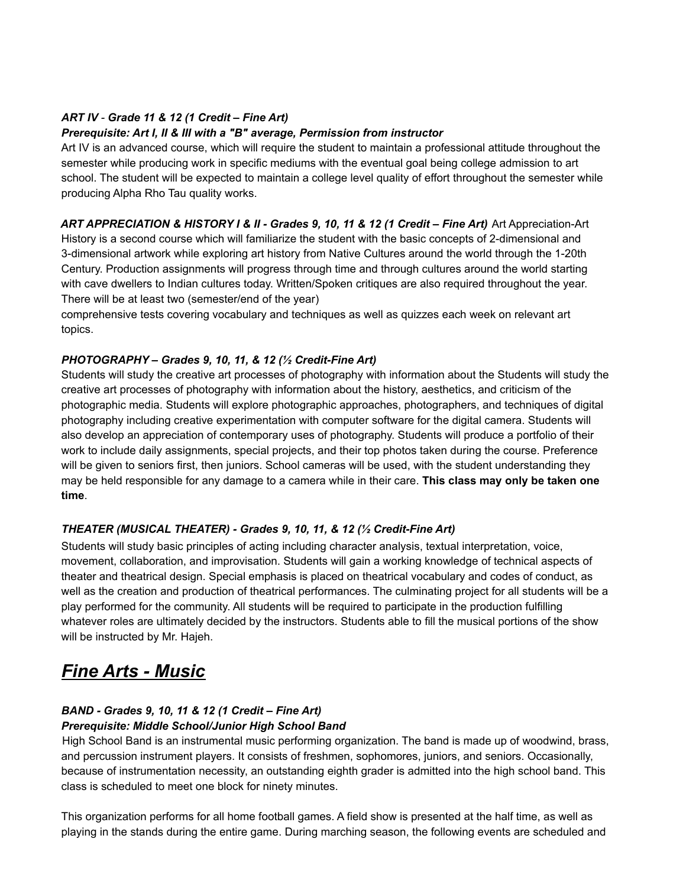***ART IV** - **Grade 11 & 12 (1 Credit – Fine Art)***
***Prerequisite: Art I, II & III with a "B" average, Permission from instructor***
Art IV is an advanced course, which will require the student to maintain a professional attitude throughout the semester while producing work in specific mediums with the eventual goal being college admission to art school. The student will be expected to maintain a college level quality of effort throughout the semester while producing Alpha Rho Tau quality works.

***ART APPRECIATION & HISTORY I & II - Grades 9, 10, 11 & 12 (1 Credit – Fine Art)*** Art Appreciation-Art History is a second course which will familiarize the student with the basic concepts of 2-dimensional and 3-dimensional artwork while exploring art history from Native Cultures around the world through the 1-20th Century. Production assignments will progress through time and through cultures around the world starting with cave dwellers to Indian cultures today. Written/Spoken critiques are also required throughout the year. There will be at least two (semester/end of the year)
comprehensive tests covering vocabulary and techniques as well as quizzes each week on relevant art topics.

***PHOTOGRAPHY – Grades 9, 10, 11, & 12 (½ Credit-Fine Art)***
Students will study the creative art processes of photography with information about the Students will study the creative art processes of photography with information about the history, aesthetics, and criticism of the photographic media. Students will explore photographic approaches, photographers, and techniques of digital photography including creative experimentation with computer software for the digital camera. Students will also develop an appreciation of contemporary uses of photography. Students will produce a portfolio of their work to include daily assignments, special projects, and their top photos taken during the course. Preference will be given to seniors first, then juniors. School cameras will be used, with the student understanding they may be held responsible for any damage to a camera while in their care. **This class may only be taken one time**.

***THEATER (MUSICAL THEATER) - Grades 9, 10, 11, & 12 (½ Credit-Fine Art)***
Students will study basic principles of acting including character analysis, textual interpretation, voice, movement, collaboration, and improvisation. Students will gain a working knowledge of technical aspects of theater and theatrical design. Special emphasis is placed on theatrical vocabulary and codes of conduct, as well as the creation and production of theatrical performances. The culminating project for all students will be a play performed for the community. All students will be required to participate in the production fulfilling whatever roles are ultimately decided by the instructors. Students able to fill the musical portions of the show will be instructed by Mr. Hajeh.

# ***<u>Fine Arts - Music</u>***

***BAND - Grades 9, 10, 11 & 12 (1 Credit – Fine Art)***
***Prerequisite: Middle School/Junior High School Band***
High School Band is an instrumental music performing organization. The band is made up of woodwind, brass, and percussion instrument players. It consists of freshmen, sophomores, juniors, and seniors. Occasionally, because of instrumentation necessity, an outstanding eighth grader is admitted into the high school band. This class is scheduled to meet one block for ninety minutes.

This organization performs for all home football games. A field show is presented at the half time, as well as playing in the stands during the entire game. During marching season, the following events are scheduled and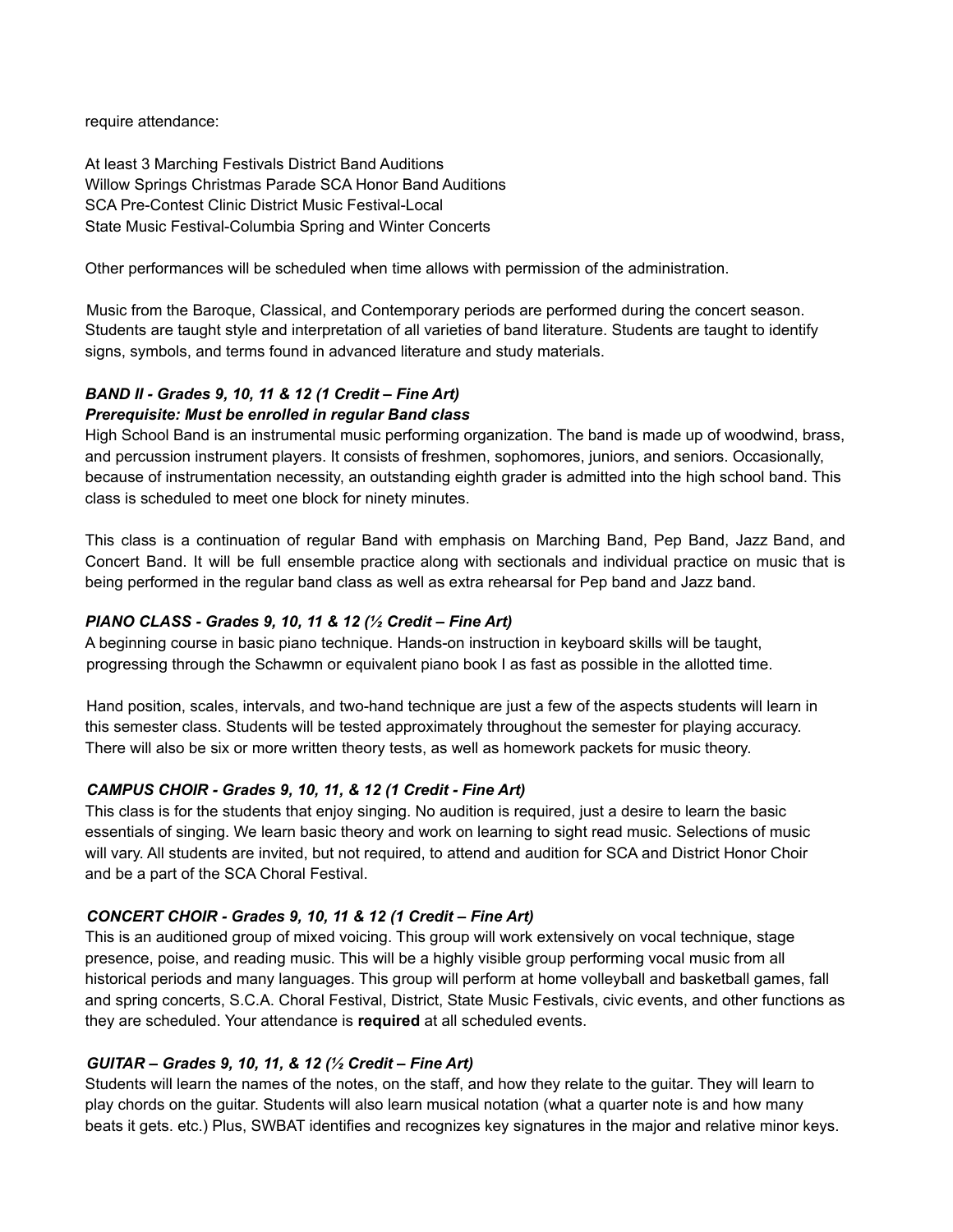require attendance:

At least 3 Marching Festivals District Band Auditions
Willow Springs Christmas Parade SCA Honor Band Auditions
SCA Pre-Contest Clinic District Music Festival-Local
State Music Festival-Columbia Spring and Winter Concerts

Other performances will be scheduled when time allows with permission of the administration.

Music from the Baroque, Classical, and Contemporary periods are performed during the concert season. Students are taught style and interpretation of all varieties of band literature. Students are taught to identify signs, symbols, and terms found in advanced literature and study materials.

***BAND II - Grades 9, 10, 11 & 12 (1 Credit – Fine Art)***
***Prerequisite: Must be enrolled in regular Band class***

High School Band is an instrumental music performing organization. The band is made up of woodwind, brass, and percussion instrument players. It consists of freshmen, sophomores, juniors, and seniors. Occasionally, because of instrumentation necessity, an outstanding eighth grader is admitted into the high school band. This class is scheduled to meet one block for ninety minutes.

This class is a continuation of regular Band with emphasis on Marching Band, Pep Band, Jazz Band, and Concert Band. It will be full ensemble practice along with sectionals and individual practice on music that is being performed in the regular band class as well as extra rehearsal for Pep band and Jazz band.

***PIANO CLASS - Grades 9, 10, 11 & 12 (½ Credit – Fine Art)***

A beginning course in basic piano technique. Hands-on instruction in keyboard skills will be taught, progressing through the Schawmn or equivalent piano book I as fast as possible in the allotted time.

Hand position, scales, intervals, and two-hand technique are just a few of the aspects students will learn in this semester class. Students will be tested approximately throughout the semester for playing accuracy. There will also be six or more written theory tests, as well as homework packets for music theory.

***CAMPUS CHOIR - Grades 9, 10, 11, & 12 (1 Credit - Fine Art)***

This class is for the students that enjoy singing. No audition is required, just a desire to learn the basic essentials of singing. We learn basic theory and work on learning to sight read music. Selections of music will vary. All students are invited, but not required, to attend and audition for SCA and District Honor Choir and be a part of the SCA Choral Festival.

***CONCERT CHOIR - Grades 9, 10, 11 & 12 (1 Credit – Fine Art)***

This is an auditioned group of mixed voicing. This group will work extensively on vocal technique, stage presence, poise, and reading music. This will be a highly visible group performing vocal music from all historical periods and many languages. This group will perform at home volleyball and basketball games, fall and spring concerts, S.C.A. Choral Festival, District, State Music Festivals, civic events, and other functions as they are scheduled. Your attendance is **required** at all scheduled events.

***GUITAR – Grades 9, 10, 11, & 12 (½ Credit – Fine Art)***

Students will learn the names of the notes, on the staff, and how they relate to the guitar. They will learn to play chords on the guitar. Students will also learn musical notation (what a quarter note is and how many beats it gets. etc.) Plus, SWBAT identifies and recognizes key signatures in the major and relative minor keys.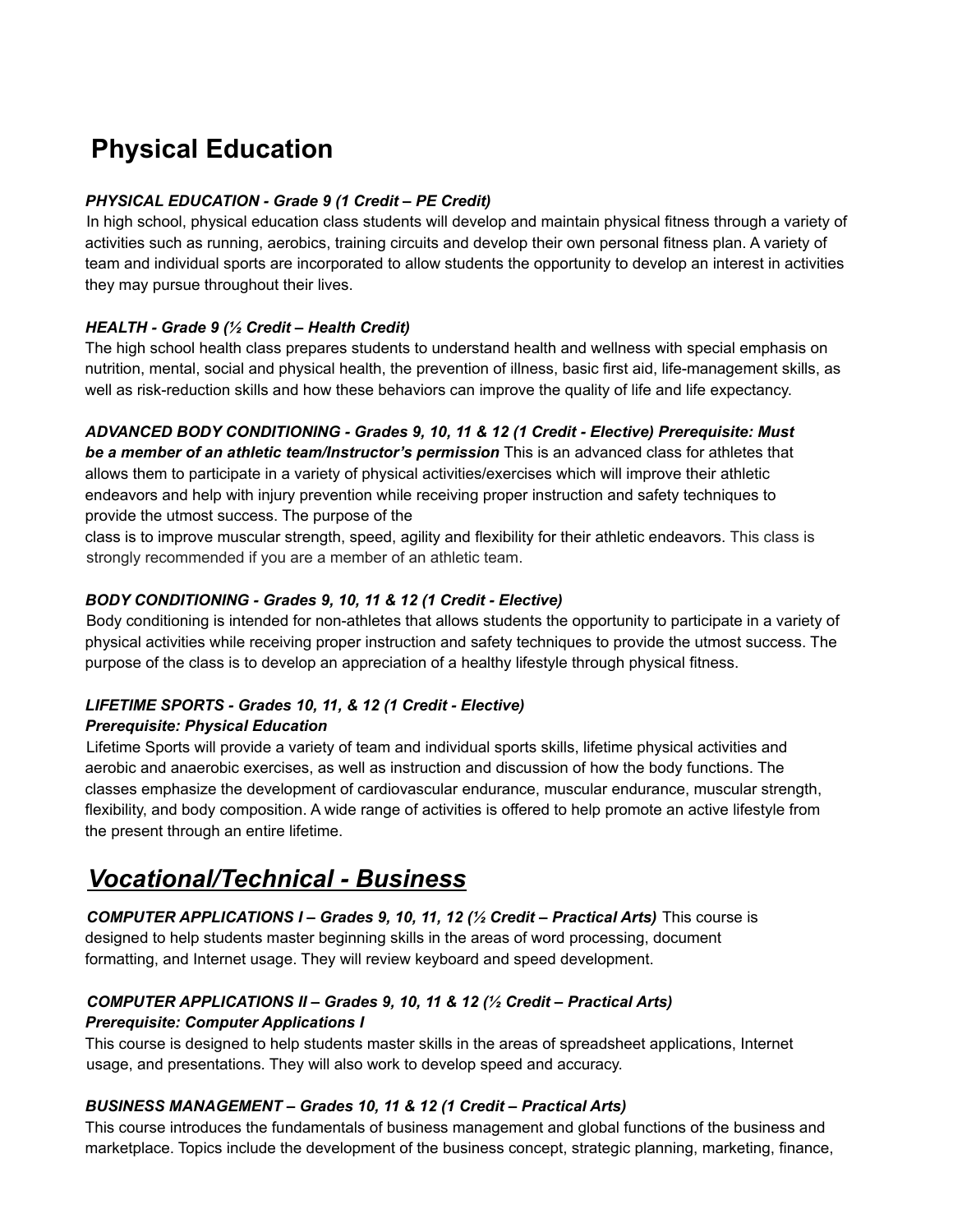# Physical Education

***PHYSICAL EDUCATION - Grade 9 (1 Credit – PE Credit)***

In high school, physical education class students will develop and maintain physical fitness through a variety of activities such as running, aerobics, training circuits and develop their own personal fitness plan. A variety of team and individual sports are incorporated to allow students the opportunity to develop an interest in activities they may pursue throughout their lives.

***HEALTH - Grade 9 (½ Credit – Health Credit)***

The high school health class prepares students to understand health and wellness with special emphasis on nutrition, mental, social and physical health, the prevention of illness, basic first aid, life-management skills, as well as risk-reduction skills and how these behaviors can improve the quality of life and life expectancy.

***ADVANCED BODY CONDITIONING - Grades 9, 10, 11 & 12 (1 Credit - Elective) Prerequisite: Must be a member of an athletic team/Instructor's permission*** This is an advanced class for athletes that allows them to participate in a variety of physical activities/exercises which will improve their athletic endeavors and help with injury prevention while receiving proper instruction and safety techniques to provide the utmost success. The purpose of the class is to improve muscular strength, speed, agility and flexibility for their athletic endeavors. This class is strongly recommended if you are a member of an athletic team.

***BODY CONDITIONING - Grades 9, 10, 11 & 12 (1 Credit - Elective)***

Body conditioning is intended for non-athletes that allows students the opportunity to participate in a variety of physical activities while receiving proper instruction and safety techniques to provide the utmost success. The purpose of the class is to develop an appreciation of a healthy lifestyle through physical fitness.

***LIFETIME SPORTS - Grades 10, 11, & 12 (1 Credit - Elective)***
***Prerequisite: Physical Education***

Lifetime Sports will provide a variety of team and individual sports skills, lifetime physical activities and aerobic and anaerobic exercises, as well as instruction and discussion of how the body functions. The classes emphasize the development of cardiovascular endurance, muscular endurance, muscular strength, flexibility, and body composition. A wide range of activities is offered to help promote an active lifestyle from the present through an entire lifetime.

# ***Vocational/Technical - Business***

***COMPUTER APPLICATIONS I – Grades 9, 10, 11, 12 (½ Credit – Practical Arts)*** This course is designed to help students master beginning skills in the areas of word processing, document formatting, and Internet usage. They will review keyboard and speed development.

***COMPUTER APPLICATIONS II – Grades 9, 10, 11 & 12 (½ Credit – Practical Arts)***
***Prerequisite: Computer Applications I***

This course is designed to help students master skills in the areas of spreadsheet applications, Internet usage, and presentations. They will also work to develop speed and accuracy.

***BUSINESS MANAGEMENT – Grades 10, 11 & 12 (1 Credit – Practical Arts)***

This course introduces the fundamentals of business management and global functions of the business and marketplace. Topics include the development of the business concept, strategic planning, marketing, finance,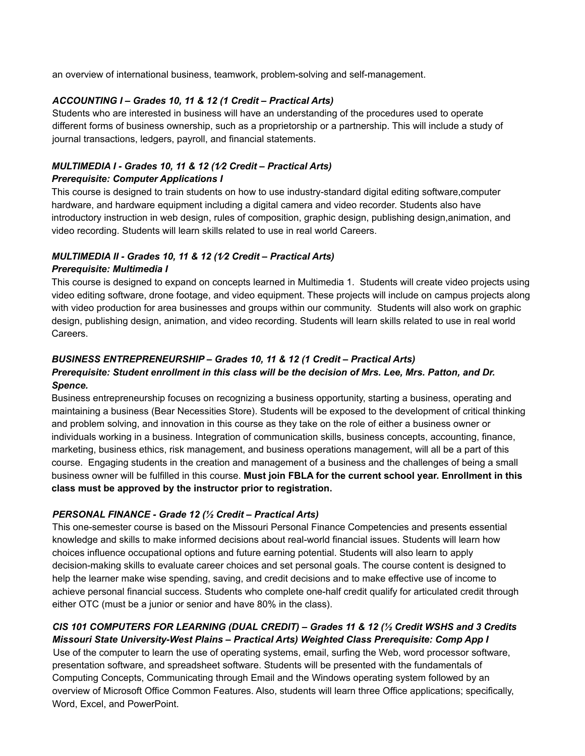an overview of international business, teamwork, problem-solving and self-management.

***ACCOUNTING I – Grades 10, 11 & 12 (1 Credit – Practical Arts)***

Students who are interested in business will have an understanding of the procedures used to operate different forms of business ownership, such as a proprietorship or a partnership. This will include a study of journal transactions, ledgers, payroll, and financial statements.

***MULTIMEDIA I - Grades 10, 11 & 12 (1⁄2 Credit – Practical Arts)***
***Prerequisite: Computer Applications I***

This course is designed to train students on how to use industry-standard digital editing software,computer hardware, and hardware equipment including a digital camera and video recorder. Students also have introductory instruction in web design, rules of composition, graphic design, publishing design,animation, and video recording. Students will learn skills related to use in real world Careers.

***MULTIMEDIA II - Grades 10, 11 & 12 (1⁄2 Credit – Practical Arts)***
***Prerequisite: Multimedia I***

This course is designed to expand on concepts learned in Multimedia 1. Students will create video projects using video editing software, drone footage, and video equipment. These projects will include on campus projects along with video production for area businesses and groups within our community. Students will also work on graphic design, publishing design, animation, and video recording. Students will learn skills related to use in real world Careers.

***BUSINESS ENTREPRENEURSHIP – Grades 10, 11 & 12 (1 Credit – Practical Arts)***
***Prerequisite: Student enrollment in this class will be the decision of Mrs. Lee, Mrs. Patton, and Dr. Spence.***

Business entrepreneurship focuses on recognizing a business opportunity, starting a business, operating and maintaining a business (Bear Necessities Store). Students will be exposed to the development of critical thinking and problem solving, and innovation in this course as they take on the role of either a business owner or individuals working in a business. Integration of communication skills, business concepts, accounting, finance, marketing, business ethics, risk management, and business operations management, will all be a part of this course. Engaging students in the creation and management of a business and the challenges of being a small business owner will be fulfilled in this course. **Must join FBLA for the current school year. Enrollment in this class must be approved by the instructor prior to registration.**

***PERSONAL FINANCE - Grade 12 (½ Credit – Practical Arts)***

This one-semester course is based on the Missouri Personal Finance Competencies and presents essential knowledge and skills to make informed decisions about real-world financial issues. Students will learn how choices influence occupational options and future earning potential. Students will also learn to apply decision-making skills to evaluate career choices and set personal goals. The course content is designed to help the learner make wise spending, saving, and credit decisions and to make effective use of income to achieve personal financial success. Students who complete one-half credit qualify for articulated credit through either OTC (must be a junior or senior and have 80% in the class).

***CIS 101 COMPUTERS FOR LEARNING (DUAL CREDIT) – Grades 11 & 12 (½ Credit WSHS and 3 Credits Missouri State University-West Plains – Practical Arts) Weighted Class Prerequisite: Comp App I***

Use of the computer to learn the use of operating systems, email, surfing the Web, word processor software, presentation software, and spreadsheet software. Students will be presented with the fundamentals of Computing Concepts, Communicating through Email and the Windows operating system followed by an overview of Microsoft Office Common Features. Also, students will learn three Office applications; specifically, Word, Excel, and PowerPoint.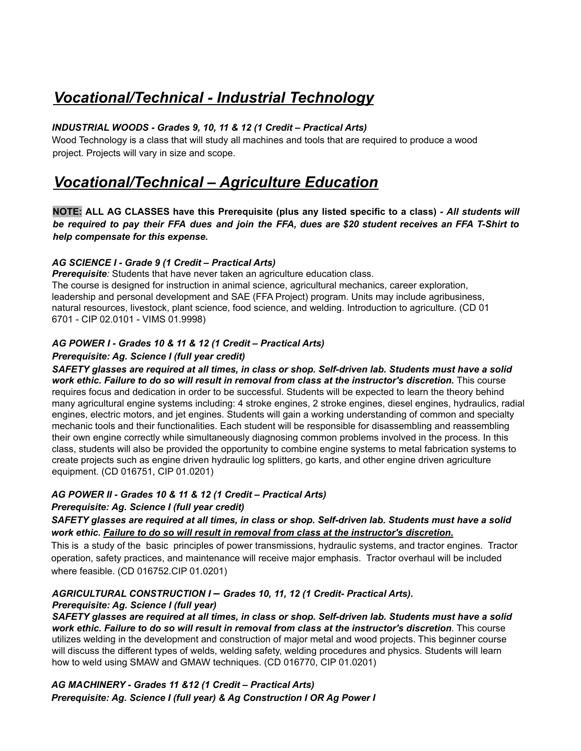# ***Vocational/Technical - Industrial Technology***

***INDUSTRIAL WOODS - Grades 9, 10, 11 & 12 (1 Credit – Practical Arts)***

Wood Technology is a class that will study all machines and tools that are required to produce a wood project. Projects will vary in size and scope.

# ***Vocational/Technical – Agriculture Education***

**NOTE: ALL AG CLASSES have this Prerequisite (plus any listed specific to a class) -** ***All students will be required to pay their FFA dues and join the FFA, dues are $20 student receives an FFA T-Shirt to help compensate for this expense.***

***AG SCIENCE I - Grade 9 (1 Credit – Practical Arts)***

***Prerequisite:*** Students that have never taken an agriculture education class.
The course is designed for instruction in animal science, agricultural mechanics, career exploration, leadership and personal development and SAE (FFA Project) program. Units may include agribusiness, natural resources, livestock, plant science, food science, and welding. Introduction to agriculture. (CD 01 6701 - CIP 02.0101 - VIMS 01.9998)

***AG POWER I - Grades 10 & 11 & 12 (1 Credit – Practical Arts)***

***Prerequisite: Ag. Science I (full year credit)***

***SAFETY glasses are required at all times, in class or shop. Self-driven lab. Students must have a solid work ethic. Failure to do so will result in removal from class at the instructor's discretion.*** This course requires focus and dedication in order to be successful. Students will be expected to learn the theory behind many agricultural engine systems including: 4 stroke engines, 2 stroke engines, diesel engines, hydraulics, radial engines, electric motors, and jet engines. Students will gain a working understanding of common and specialty mechanic tools and their functionalities. Each student will be responsible for disassembling and reassembling their own engine correctly while simultaneously diagnosing common problems involved in the process. In this class, students will also be provided the opportunity to combine engine systems to metal fabrication systems to create projects such as engine driven hydraulic log splitters, go karts, and other engine driven agriculture equipment. (CD 016751, CIP 01.0201)

***AG POWER II - Grades 10 & 11 & 12 (1 Credit – Practical Arts)***

***Prerequisite: Ag. Science I (full year credit)***

***SAFETY glasses are required at all times, in class or shop. Self-driven lab. Students must have a solid work ethic. <u>Failure to do so will result in removal from class at the instructor's discretion.</u>***

This is a study of the basic principles of power transmissions, hydraulic systems, and tractor engines. Tractor operation, safety practices, and maintenance will receive major emphasis. Tractor overhaul will be included where feasible. (CD 016752.CIP 01.0201)

***AGRICULTURAL CONSTRUCTION I – Grades 10, 11, 12 (1 Credit- Practical Arts).***

***Prerequisite: Ag. Science I (full year)***

***SAFETY glasses are required at all times, in class or shop. Self-driven lab. Students must have a solid work ethic. Failure to do so will result in removal from class at the instructor's discretion***. This course utilizes welding in the development and construction of major metal and wood projects. This beginner course will discuss the different types of welds, welding safety, welding procedures and physics. Students will learn how to weld using SMAW and GMAW techniques. (CD 016770, CIP 01.0201)

***AG MACHINERY - Grades 11 &12 (1 Credit – Practical Arts)***

***Prerequisite: Ag. Science I (full year) & Ag Construction I OR Ag Power I***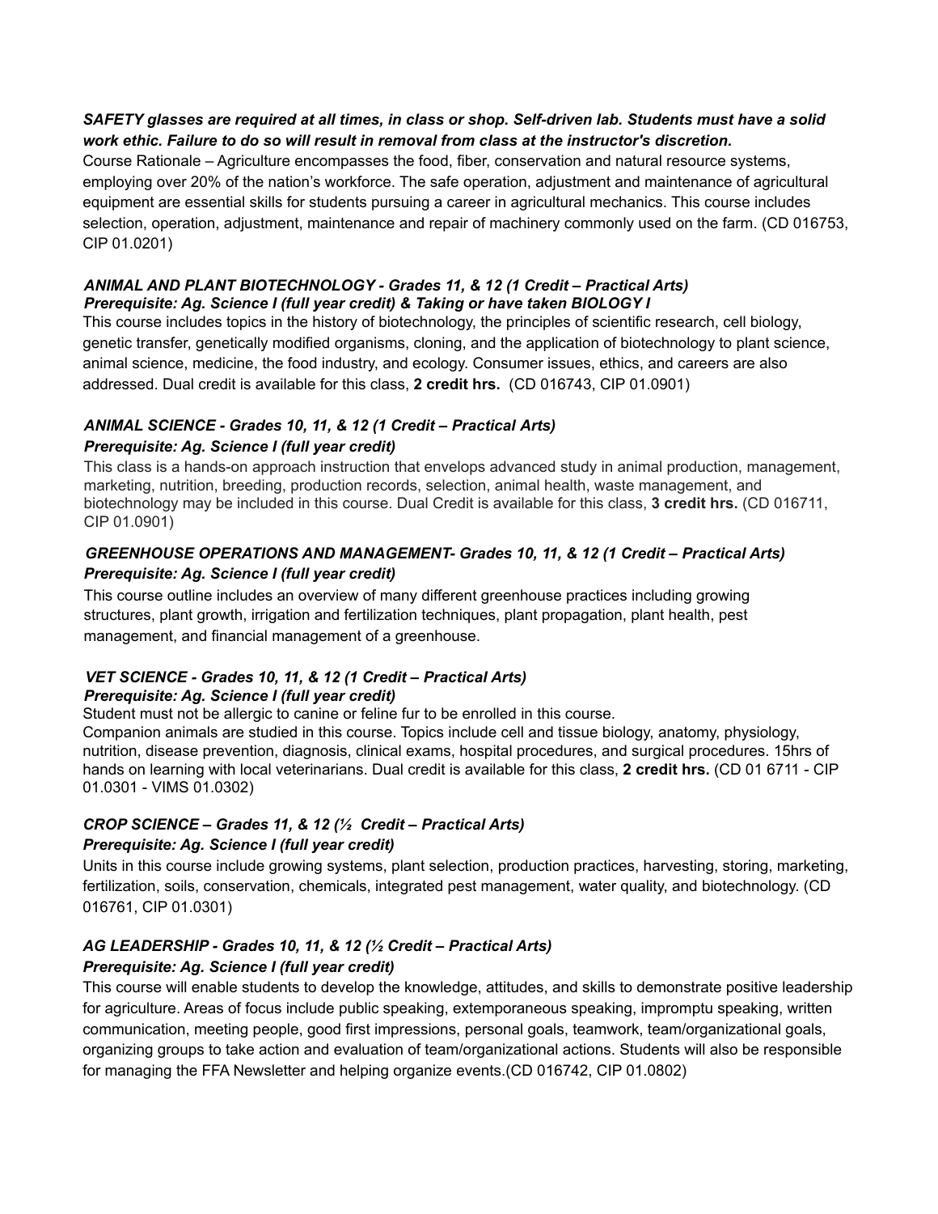***SAFETY glasses are required at all times, in class or shop. Self-driven lab. Students must have a solid work ethic. Failure to do so will result in removal from class at the instructor's discretion.***

Course Rationale – Agriculture encompasses the food, fiber, conservation and natural resource systems, employing over 20% of the nation's workforce. The safe operation, adjustment and maintenance of agricultural equipment are essential skills for students pursuing a career in agricultural mechanics. This course includes selection, operation, adjustment, maintenance and repair of machinery commonly used on the farm. (CD 016753, CIP 01.0201)

***ANIMAL AND PLANT BIOTECHNOLOGY - Grades 11, & 12 (1 Credit – Practical Arts)***
***Prerequisite: Ag. Science I (full year credit) & Taking or have taken BIOLOGY I***

This course includes topics in the history of biotechnology, the principles of scientific research, cell biology, genetic transfer, genetically modified organisms, cloning, and the application of biotechnology to plant science, animal science, medicine, the food industry, and ecology. Consumer issues, ethics, and careers are also addressed. Dual credit is available for this class, **2 credit hrs.** (CD 016743, CIP 01.0901)

***ANIMAL SCIENCE - Grades 10, 11, & 12 (1 Credit – Practical Arts)***
***Prerequisite: Ag. Science I (full year credit)***

This class is a hands-on approach instruction that envelops advanced study in animal production, management, marketing, nutrition, breeding, production records, selection, animal health, waste management, and biotechnology may be included in this course. Dual Credit is available for this class, **3 credit hrs.** (CD 016711, CIP 01.0901)

***GREENHOUSE OPERATIONS AND MANAGEMENT- Grades 10, 11, & 12 (1 Credit – Practical Arts)***
***Prerequisite: Ag. Science I (full year credit)***

This course outline includes an overview of many different greenhouse practices including growing structures, plant growth, irrigation and fertilization techniques, plant propagation, plant health, pest management, and financial management of a greenhouse.

***VET SCIENCE - Grades 10, 11, & 12 (1 Credit – Practical Arts)***
***Prerequisite: Ag. Science I (full year credit)***

Student must not be allergic to canine or feline fur to be enrolled in this course.
Companion animals are studied in this course. Topics include cell and tissue biology, anatomy, physiology, nutrition, disease prevention, diagnosis, clinical exams, hospital procedures, and surgical procedures. 15hrs of hands on learning with local veterinarians. Dual credit is available for this class, **2 credit hrs.** (CD 01 6711 - CIP 01.0301 - VIMS 01.0302)

***CROP SCIENCE – Grades 11, & 12 (½ Credit – Practical Arts)***
***Prerequisite: Ag. Science I (full year credit)***

Units in this course include growing systems, plant selection, production practices, harvesting, storing, marketing, fertilization, soils, conservation, chemicals, integrated pest management, water quality, and biotechnology. (CD 016761, CIP 01.0301)

***AG LEADERSHIP - Grades 10, 11, & 12 (½ Credit – Practical Arts)***
***Prerequisite: Ag. Science I (full year credit)***

This course will enable students to develop the knowledge, attitudes, and skills to demonstrate positive leadership for agriculture. Areas of focus include public speaking, extemporaneous speaking, impromptu speaking, written communication, meeting people, good first impressions, personal goals, teamwork, team/organizational goals, organizing groups to take action and evaluation of team/organizational actions. Students will also be responsible for managing the FFA Newsletter and helping organize events.(CD 016742, CIP 01.0802)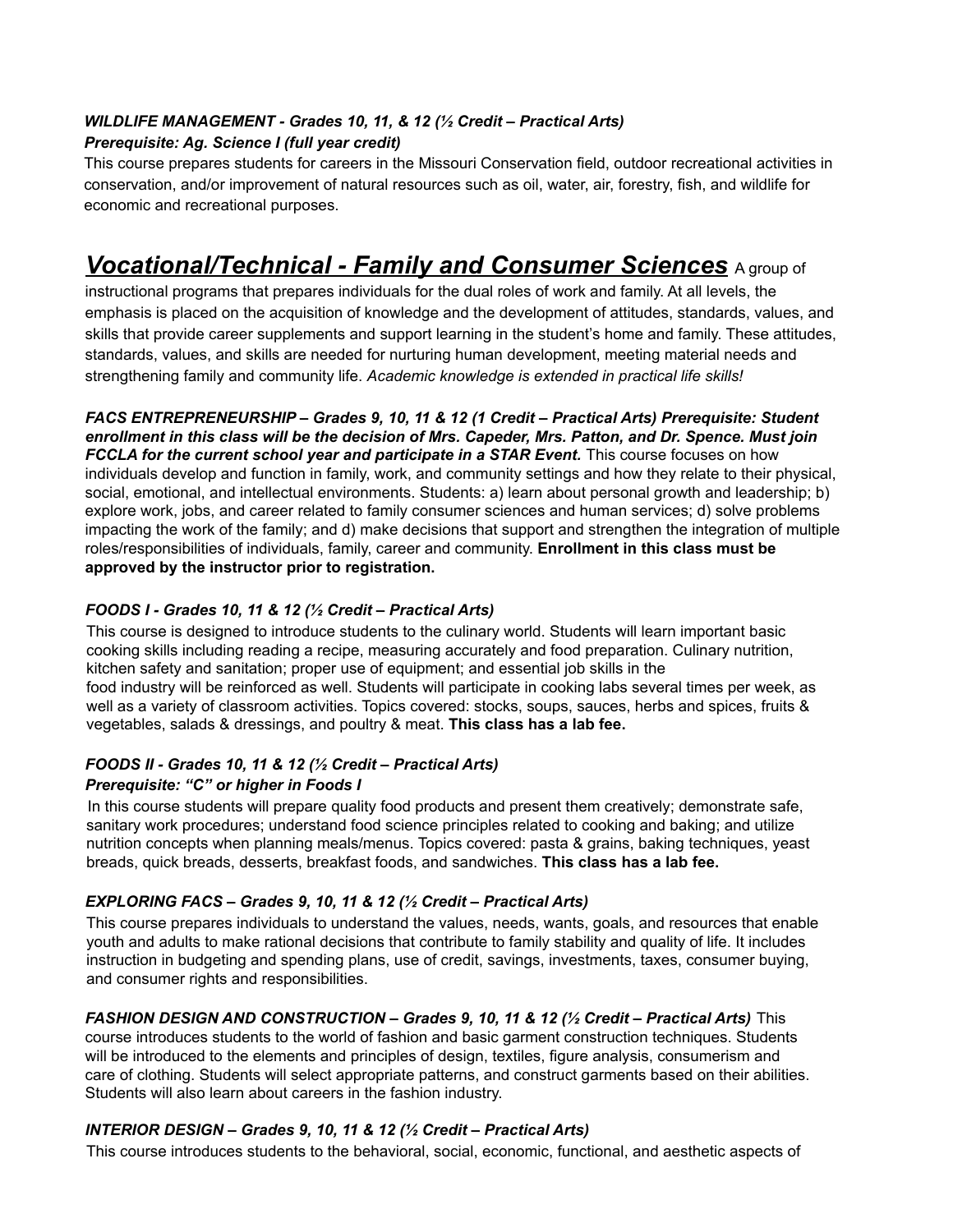***WILDLIFE MANAGEMENT - Grades 10, 11, & 12 (½ Credit – Practical Arts)***
***Prerequisite: Ag. Science I (full year credit)***
This course prepares students for careers in the Missouri Conservation field, outdoor recreational activities in conservation, and/or improvement of natural resources such as oil, water, air, forestry, fish, and wildlife for economic and recreational purposes.

## ***Vocational/Technical - Family and Consumer Sciences***

A group of instructional programs that prepares individuals for the dual roles of work and family. At all levels, the emphasis is placed on the acquisition of knowledge and the development of attitudes, standards, values, and skills that provide career supplements and support learning in the student's home and family. These attitudes, standards, values, and skills are needed for nurturing human development, meeting material needs and strengthening family and community life. *Academic knowledge is extended in practical life skills!*

***FACS ENTREPRENEURSHIP – Grades 9, 10, 11 & 12 (1 Credit – Practical Arts) Prerequisite: Student enrollment in this class will be the decision of Mrs. Capeder, Mrs. Patton, and Dr. Spence. Must join FCCLA for the current school year and participate in a STAR Event.*** This course focuses on how individuals develop and function in family, work, and community settings and how they relate to their physical, social, emotional, and intellectual environments. Students: a) learn about personal growth and leadership; b) explore work, jobs, and career related to family consumer sciences and human services; d) solve problems impacting the work of the family; and d) make decisions that support and strengthen the integration of multiple roles/responsibilities of individuals, family, career and community. **Enrollment in this class must be approved by the instructor prior to registration.**

***FOODS I - Grades 10, 11 & 12 (½ Credit – Practical Arts)***
This course is designed to introduce students to the culinary world. Students will learn important basic cooking skills including reading a recipe, measuring accurately and food preparation. Culinary nutrition, kitchen safety and sanitation; proper use of equipment; and essential job skills in the food industry will be reinforced as well. Students will participate in cooking labs several times per week, as well as a variety of classroom activities. Topics covered: stocks, soups, sauces, herbs and spices, fruits & vegetables, salads & dressings, and poultry & meat. **This class has a lab fee.**

***FOODS II - Grades 10, 11 & 12 (½ Credit – Practical Arts)***
***Prerequisite: "C" or higher in Foods I***
In this course students will prepare quality food products and present them creatively; demonstrate safe, sanitary work procedures; understand food science principles related to cooking and baking; and utilize nutrition concepts when planning meals/menus. Topics covered: pasta & grains, baking techniques, yeast breads, quick breads, desserts, breakfast foods, and sandwiches. **This class has a lab fee.**

***EXPLORING FACS – Grades 9, 10, 11 & 12 (½ Credit – Practical Arts)***
This course prepares individuals to understand the values, needs, wants, goals, and resources that enable youth and adults to make rational decisions that contribute to family stability and quality of life. It includes instruction in budgeting and spending plans, use of credit, savings, investments, taxes, consumer buying, and consumer rights and responsibilities.

***FASHION DESIGN AND CONSTRUCTION – Grades 9, 10, 11 & 12 (½ Credit – Practical Arts)*** This course introduces students to the world of fashion and basic garment construction techniques. Students will be introduced to the elements and principles of design, textiles, figure analysis, consumerism and care of clothing. Students will select appropriate patterns, and construct garments based on their abilities. Students will also learn about careers in the fashion industry.

***INTERIOR DESIGN – Grades 9, 10, 11 & 12 (½ Credit – Practical Arts)***
This course introduces students to the behavioral, social, economic, functional, and aesthetic aspects of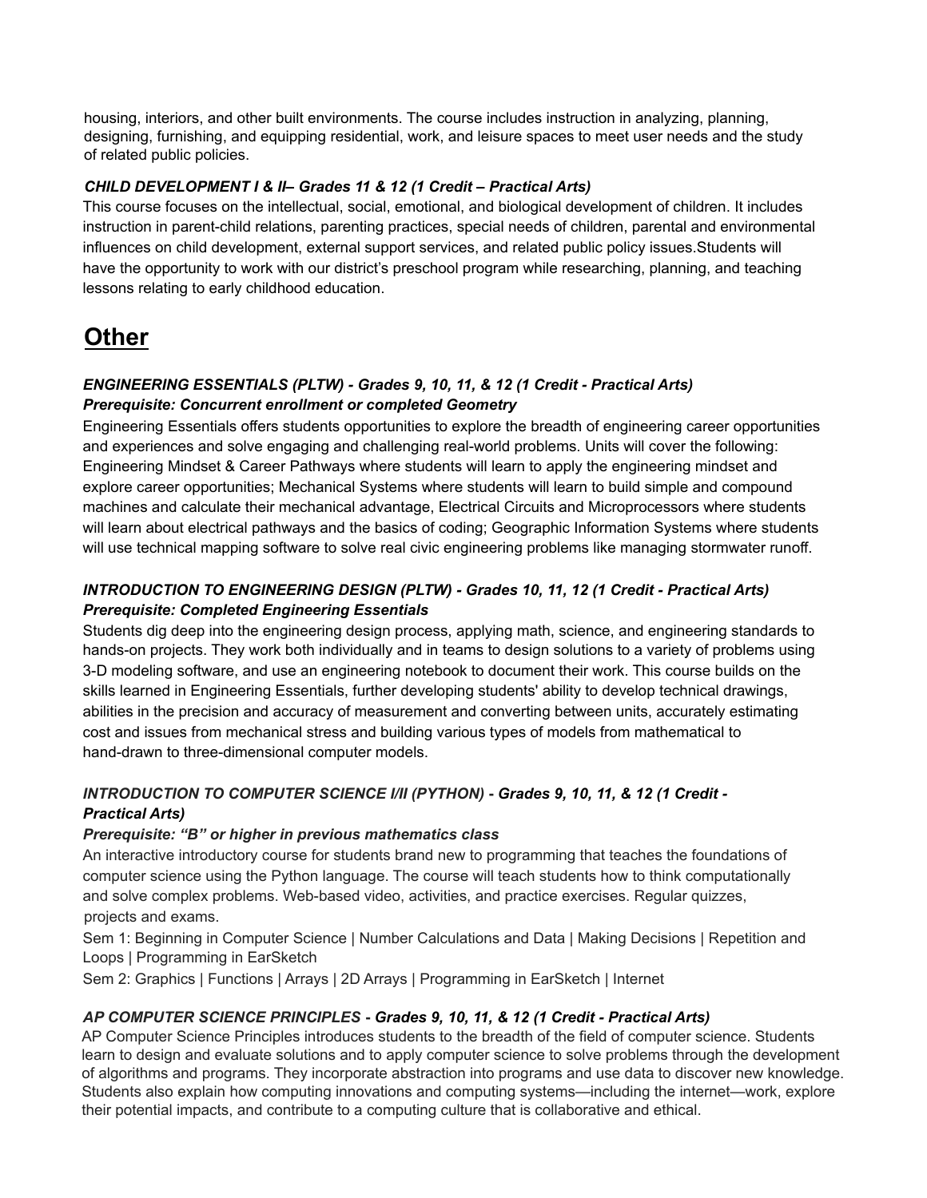housing, interiors, and other built environments. The course includes instruction in analyzing, planning, designing, furnishing, and equipping residential, work, and leisure spaces to meet user needs and the study of related public policies.

***CHILD DEVELOPMENT I & II– Grades 11 & 12 (1 Credit – Practical Arts)***

This course focuses on the intellectual, social, emotional, and biological development of children. It includes instruction in parent-child relations, parenting practices, special needs of children, parental and environmental influences on child development, external support services, and related public policy issues.Students will have the opportunity to work with our district's preschool program while researching, planning, and teaching lessons relating to early childhood education.

## Other

***ENGINEERING ESSENTIALS (PLTW) - Grades 9, 10, 11, & 12 (1 Credit - Practical Arts)***
***Prerequisite: Concurrent enrollment or completed Geometry***

Engineering Essentials offers students opportunities to explore the breadth of engineering career opportunities and experiences and solve engaging and challenging real-world problems. Units will cover the following: Engineering Mindset & Career Pathways where students will learn to apply the engineering mindset and explore career opportunities; Mechanical Systems where students will learn to build simple and compound machines and calculate their mechanical advantage, Electrical Circuits and Microprocessors where students will learn about electrical pathways and the basics of coding; Geographic Information Systems where students will use technical mapping software to solve real civic engineering problems like managing stormwater runoff.

***INTRODUCTION TO ENGINEERING DESIGN (PLTW) - Grades 10, 11, 12 (1 Credit - Practical Arts)***
***Prerequisite: Completed Engineering Essentials***

Students dig deep into the engineering design process, applying math, science, and engineering standards to hands-on projects. They work both individually and in teams to design solutions to a variety of problems using 3-D modeling software, and use an engineering notebook to document their work. This course builds on the skills learned in Engineering Essentials, further developing students' ability to develop technical drawings, abilities in the precision and accuracy of measurement and converting between units, accurately estimating cost and issues from mechanical stress and building various types of models from mathematical to hand-drawn to three-dimensional computer models.

***INTRODUCTION TO COMPUTER SCIENCE I/II (PYTHON) - Grades 9, 10, 11, & 12 (1 Credit - Practical Arts)***
***Prerequisite: "B" or higher in previous mathematics class***

An interactive introductory course for students brand new to programming that teaches the foundations of computer science using the Python language. The course will teach students how to think computationally and solve complex problems. Web-based video, activities, and practice exercises. Regular quizzes, projects and exams.

Sem 1: Beginning in Computer Science | Number Calculations and Data | Making Decisions | Repetition and Loops | Programming in EarSketch

Sem 2: Graphics | Functions | Arrays | 2D Arrays | Programming in EarSketch | Internet

***AP COMPUTER SCIENCE PRINCIPLES - Grades 9, 10, 11, & 12 (1 Credit - Practical Arts)***

AP Computer Science Principles introduces students to the breadth of the field of computer science. Students learn to design and evaluate solutions and to apply computer science to solve problems through the development of algorithms and programs. They incorporate abstraction into programs and use data to discover new knowledge. Students also explain how computing innovations and computing systems—including the internet—work, explore their potential impacts, and contribute to a computing culture that is collaborative and ethical.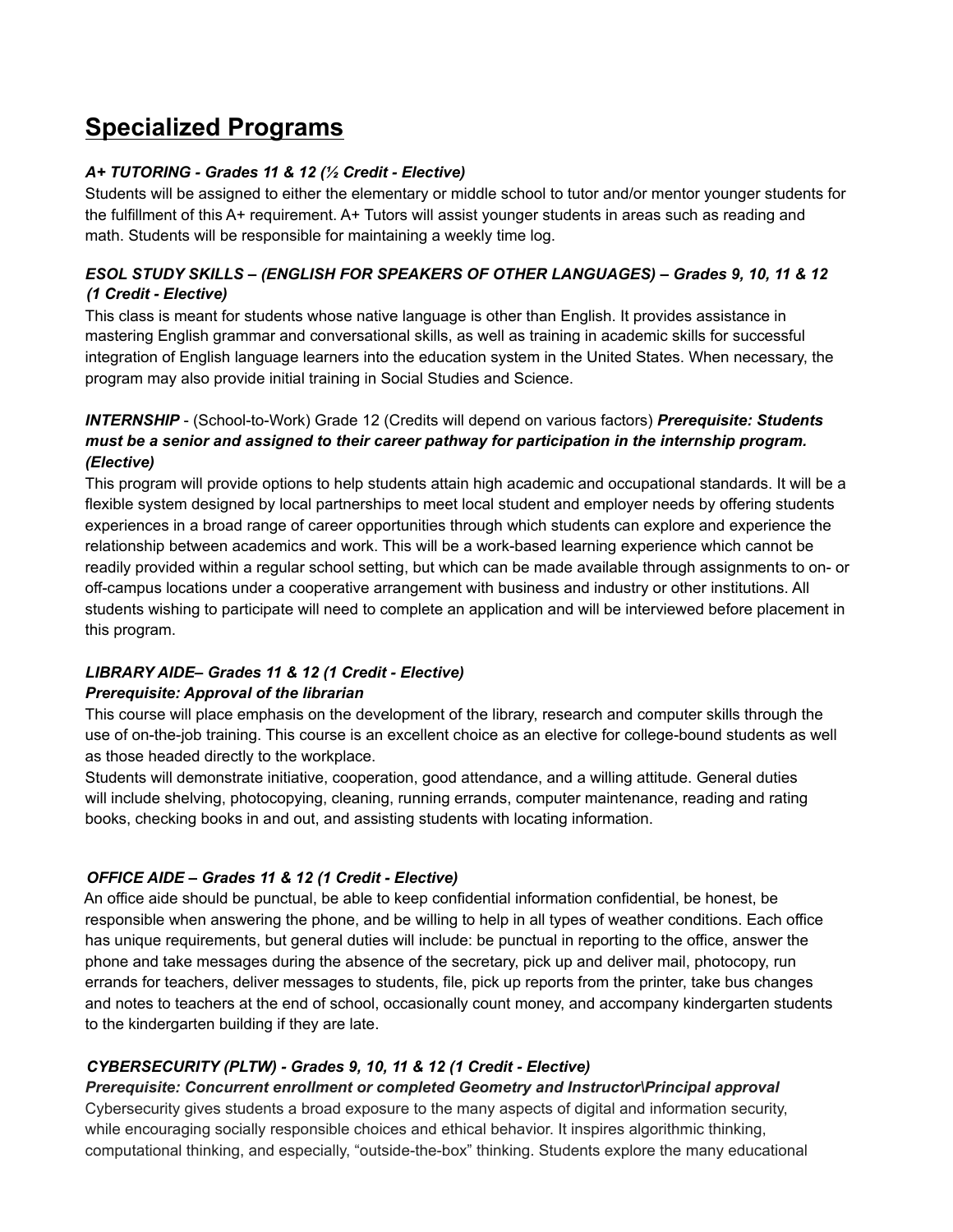# Specialized Programs

***A+ TUTORING - Grades 11 & 12 (½ Credit - Elective)***

Students will be assigned to either the elementary or middle school to tutor and/or mentor younger students for the fulfillment of this A+ requirement. A+ Tutors will assist younger students in areas such as reading and math. Students will be responsible for maintaining a weekly time log.

***ESOL STUDY SKILLS – (ENGLISH FOR SPEAKERS OF OTHER LANGUAGES) – Grades 9, 10, 11 & 12 (1 Credit - Elective)***

This class is meant for students whose native language is other than English. It provides assistance in mastering English grammar and conversational skills, as well as training in academic skills for successful integration of English language learners into the education system in the United States. When necessary, the program may also provide initial training in Social Studies and Science.

***INTERNSHIP*** - (School-to-Work) Grade 12 (Credits will depend on various factors) ***Prerequisite: Students must be a senior and assigned to their career pathway for participation in the internship program. (Elective)***

This program will provide options to help students attain high academic and occupational standards. It will be a flexible system designed by local partnerships to meet local student and employer needs by offering students experiences in a broad range of career opportunities through which students can explore and experience the relationship between academics and work. This will be a work-based learning experience which cannot be readily provided within a regular school setting, but which can be made available through assignments to on- or off-campus locations under a cooperative arrangement with business and industry or other institutions. All students wishing to participate will need to complete an application and will be interviewed before placement in this program.

***LIBRARY AIDE– Grades 11 & 12 (1 Credit - Elective)***
***Prerequisite: Approval of the librarian***

This course will place emphasis on the development of the library, research and computer skills through the use of on-the-job training. This course is an excellent choice as an elective for college-bound students as well as those headed directly to the workplace.

Students will demonstrate initiative, cooperation, good attendance, and a willing attitude. General duties will include shelving, photocopying, cleaning, running errands, computer maintenance, reading and rating books, checking books in and out, and assisting students with locating information.

***OFFICE AIDE – Grades 11 & 12 (1 Credit - Elective)***

An office aide should be punctual, be able to keep confidential information confidential, be honest, be responsible when answering the phone, and be willing to help in all types of weather conditions. Each office has unique requirements, but general duties will include: be punctual in reporting to the office, answer the phone and take messages during the absence of the secretary, pick up and deliver mail, photocopy, run errands for teachers, deliver messages to students, file, pick up reports from the printer, take bus changes and notes to teachers at the end of school, occasionally count money, and accompany kindergarten students to the kindergarten building if they are late.

***CYBERSECURITY (PLTW) - Grades 9, 10, 11 & 12 (1 Credit - Elective)***
***Prerequisite: Concurrent enrollment or completed Geometry and Instructor\Principal approval***

Cybersecurity gives students a broad exposure to the many aspects of digital and information security, while encouraging socially responsible choices and ethical behavior. It inspires algorithmic thinking, computational thinking, and especially, "outside-the-box" thinking. Students explore the many educational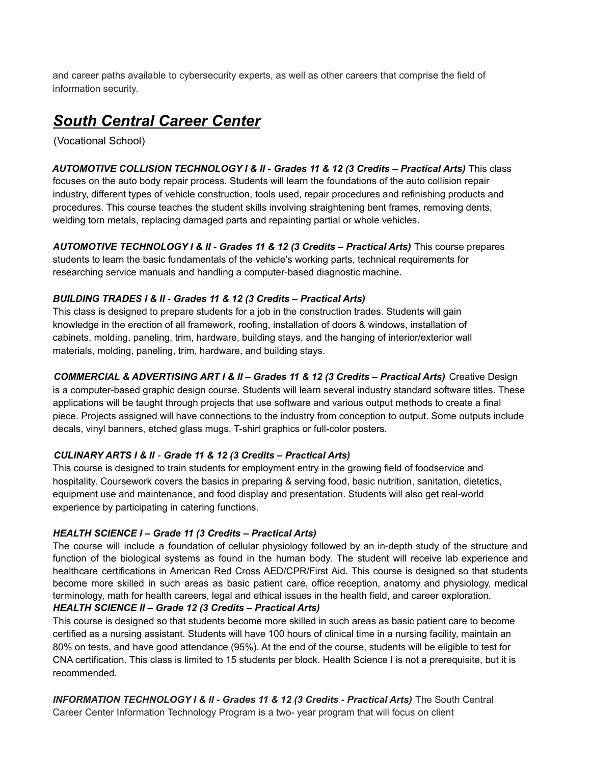and career paths available to cybersecurity experts, as well as other careers that comprise the field of information security.

## ***South Central Career Center***

(Vocational School)

***AUTOMOTIVE COLLISION TECHNOLOGY I & II - Grades 11 & 12 (3 Credits – Practical Arts)*** This class focuses on the auto body repair process. Students will learn the foundations of the auto collision repair industry, different types of vehicle construction, tools used, repair procedures and refinishing products and procedures. This course teaches the student skills involving straightening bent frames, removing dents, welding torn metals, replacing damaged parts and repainting partial or whole vehicles.

***AUTOMOTIVE TECHNOLOGY I & II - Grades 11 & 12 (3 Credits – Practical Arts)*** This course prepares students to learn the basic fundamentals of the vehicle's working parts, technical requirements for researching service manuals and handling a computer-based diagnostic machine.

***BUILDING TRADES I & II - Grades 11 & 12 (3 Credits – Practical Arts)***
This class is designed to prepare students for a job in the construction trades. Students will gain knowledge in the erection of all framework, roofing, installation of doors & windows, installation of cabinets, molding, paneling, trim, hardware, building stays, and the hanging of interior/exterior wall materials, molding, paneling, trim, hardware, and building stays.

***COMMERCIAL & ADVERTISING ART I & II – Grades 11 & 12 (3 Credits – Practical Arts)*** Creative Design is a computer-based graphic design course. Students will learn several industry standard software titles. These applications will be taught through projects that use software and various output methods to create a final piece. Projects assigned will have connections to the industry from conception to output. Some outputs include decals, vinyl banners, etched glass mugs, T-shirt graphics or full-color posters.

***CULINARY ARTS I & II - Grade 11 & 12 (3 Credits – Practical Arts)***
This course is designed to train students for employment entry in the growing field of foodservice and hospitality. Coursework covers the basics in preparing & serving food, basic nutrition, sanitation, dietetics, equipment use and maintenance, and food display and presentation. Students will also get real-world experience by participating in catering functions.

***HEALTH SCIENCE I – Grade 11 (3 Credits – Practical Arts)***
The course will include a foundation of cellular physiology followed by an in-depth study of the structure and function of the biological systems as found in the human body. The student will receive lab experience and healthcare certifications in American Red Cross AED/CPR/First Aid. This course is designed so that students become more skilled in such areas as basic patient care, office reception, anatomy and physiology, medical terminology, math for health careers, legal and ethical issues in the health field, and career exploration.

***HEALTH SCIENCE II – Grade 12 (3 Credits – Practical Arts)***
This course is designed so that students become more skilled in such areas as basic patient care to become certified as a nursing assistant. Students will have 100 hours of clinical time in a nursing facility, maintain an 80% on tests, and have good attendance (95%). At the end of the course, students will be eligible to test for CNA certification. This class is limited to 15 students per block. Health Science I is not a prerequisite, but it is recommended.

***INFORMATION TECHNOLOGY I & II - Grades 11 & 12 (3 Credits - Practical Arts)*** The South Central Career Center Information Technology Program is a two- year program that will focus on client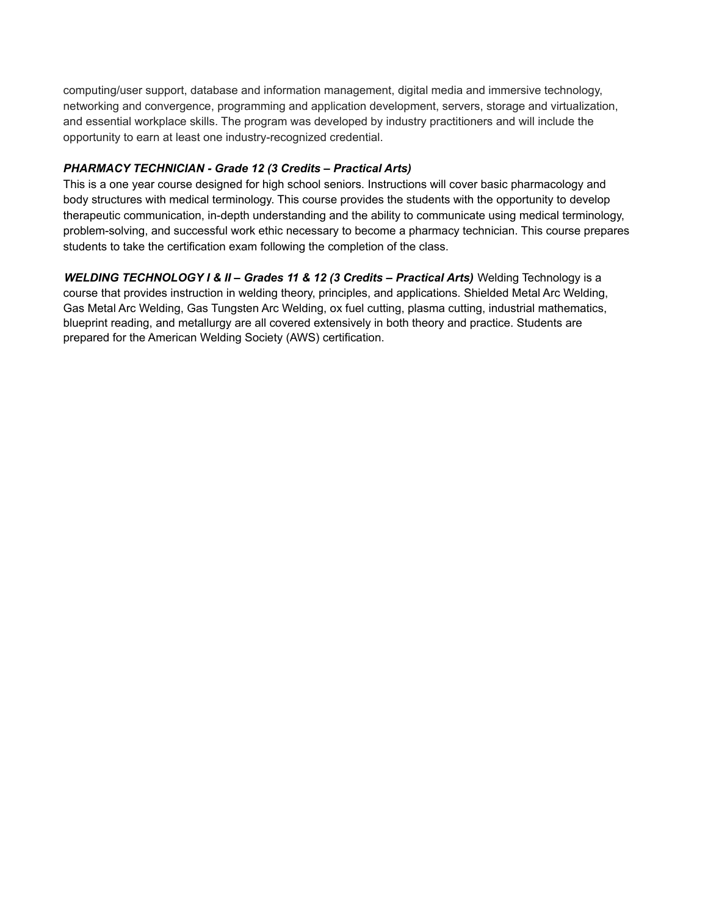computing/user support, database and information management, digital media and immersive technology, networking and convergence, programming and application development, servers, storage and virtualization, and essential workplace skills. The program was developed by industry practitioners and will include the opportunity to earn at least one industry-recognized credential.

***PHARMACY TECHNICIAN - Grade 12 (3 Credits – Practical Arts)***
This is a one year course designed for high school seniors. Instructions will cover basic pharmacology and body structures with medical terminology. This course provides the students with the opportunity to develop therapeutic communication, in-depth understanding and the ability to communicate using medical terminology, problem-solving, and successful work ethic necessary to become a pharmacy technician. This course prepares students to take the certification exam following the completion of the class.

***WELDING TECHNOLOGY I & II – Grades 11 & 12 (3 Credits – Practical Arts)*** Welding Technology is a course that provides instruction in welding theory, principles, and applications. Shielded Metal Arc Welding, Gas Metal Arc Welding, Gas Tungsten Arc Welding, ox fuel cutting, plasma cutting, industrial mathematics, blueprint reading, and metallurgy are all covered extensively in both theory and practice. Students are prepared for the American Welding Society (AWS) certification.